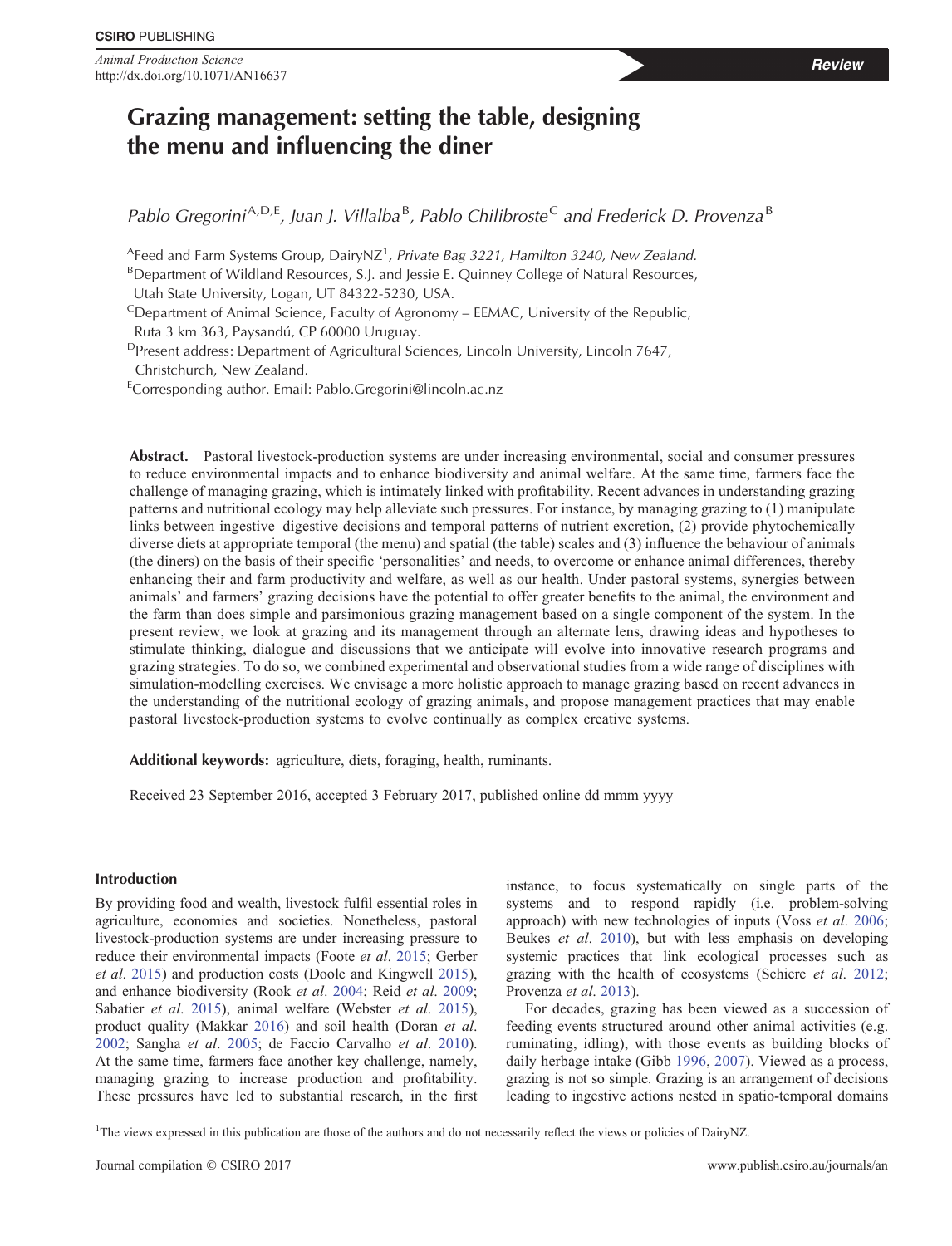# Grazing management: setting the table, designing the menu and influencing the diner

*Pablo Gregorini*[A,D,E], *Juan J. Villalba*[B], *Pablo Chilibroste*[C] *and Frederick D. Provenza*[B]

[A]Feed and Farm Systems Group, DairyNZ[1], *Private Bag 3221, Hamilton 3240, New Zealand.*

[B]Department of Wildland Resources, S.J. and Jessie E. Quinney College of Natural Resources, Utah State University, Logan, UT 84322-5230, USA.

[C]Department of Animal Science, Faculty of Agronomy – EEMAC, University of the Republic, Ruta 3 km 363, Paysandú, CP 60000 Uruguay.

[D]Present address: Department of Agricultural Sciences, Lincoln University, Lincoln 7647, Christchurch, New Zealand.

[E]Corresponding author. Email: Pablo.Gregorini@lincoln.ac.nz

**Abstract.** Pastoral livestock-production systems are under increasing environmental, social and consumer pressures to reduce environmental impacts and to enhance biodiversity and animal welfare. At the same time, farmers face the challenge of managing grazing, which is intimately linked with profitability. Recent advances in understanding grazing patterns and nutritional ecology may help alleviate such pressures. For instance, by managing grazing to (1) manipulate links between ingestive–digestive decisions and temporal patterns of nutrient excretion, (2) provide phytochemically diverse diets at appropriate temporal (the menu) and spatial (the table) scales and (3) influence the behaviour of animals (the diners) on the basis of their specific 'personalities' and needs, to overcome or enhance animal differences, thereby enhancing their and farm productivity and welfare, as well as our health. Under pastoral systems, synergies between animals' and farmers' grazing decisions have the potential to offer greater benefits to the animal, the environment and the farm than does simple and parsimonious grazing management based on a single component of the system. In the present review, we look at grazing and its management through an alternate lens, drawing ideas and hypotheses to stimulate thinking, dialogue and discussions that we anticipate will evolve into innovative research programs and grazing strategies. To do so, we combined experimental and observational studies from a wide range of disciplines with simulation-modelling exercises. We envisage a more holistic approach to manage grazing based on recent advances in the understanding of the nutritional ecology of grazing animals, and propose management practices that may enable pastoral livestock-production systems to evolve continually as complex creative systems.

**Additional keywords:** agriculture, diets, foraging, health, ruminants.

Received 23 September 2016, accepted 3 February 2017, published online dd mmm yyyy

## Introduction

By providing food and wealth, livestock fulfil essential roles in agriculture, economies and societies. Nonetheless, pastoral livestock-production systems are under increasing pressure to reduce their environmental impacts (Foote *et al*. 2015; Gerber *et al*. 2015) and production costs (Doole and Kingwell 2015), and enhance biodiversity (Rook *et al*. 2004; Reid *et al*. 2009; Sabatier *et al*. 2015), animal welfare (Webster *et al*. 2015), product quality (Makkar 2016) and soil health (Doran *et al*. 2002; Sangha *et al*. 2005; de Faccio Carvalho *et al*. 2010). At the same time, farmers face another key challenge, namely, managing grazing to increase production and profitability. These pressures have led to substantial research, in the first instance, to focus systematically on single parts of the systems and to respond rapidly (i.e. problem-solving approach) with new technologies of inputs (Voss *et al*. 2006; Beukes *et al*. 2010), but with less emphasis on developing systemic practices that link ecological processes such as grazing with the health of ecosystems (Schiere *et al*. 2012; Provenza *et al*. 2013).

For decades, grazing has been viewed as a succession of feeding events structured around other animal activities (e.g. ruminating, idling), with those events as building blocks of daily herbage intake (Gibb 1996, 2007). Viewed as a process, grazing is not so simple. Grazing is an arrangement of decisions leading to ingestive actions nested in spatio-temporal domains

[1]The views expressed in this publication are those of the authors and do not necessarily reflect the views or policies of DairyNZ.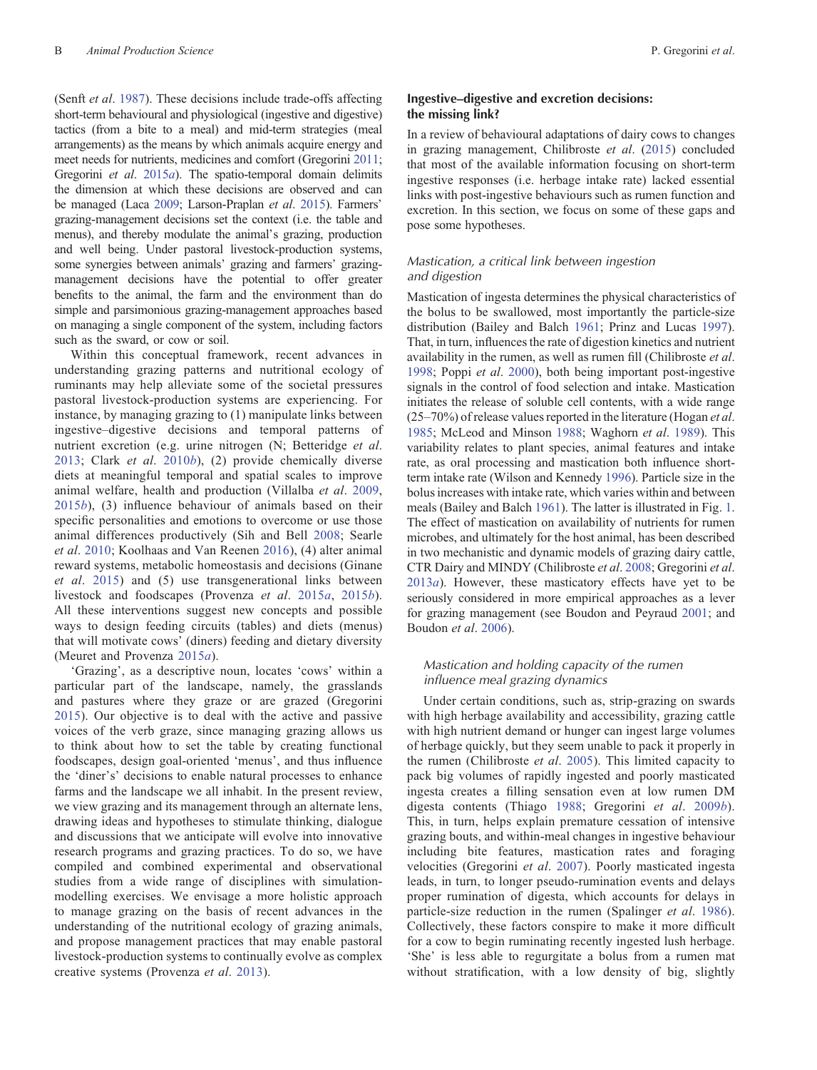(Senft *et al*. 1987). These decisions include trade-offs affecting short-term behavioural and physiological (ingestive and digestive) tactics (from a bite to a meal) and mid-term strategies (meal arrangements) as the means by which animals acquire energy and meet needs for nutrients, medicines and comfort (Gregorini 2011; Gregorini *et al*. 2015*a*). The spatio-temporal domain delimits the dimension at which these decisions are observed and can be managed (Laca 2009; Larson-Praplan *et al*. 2015). Farmers' grazing-management decisions set the context (i.e. the table and menus), and thereby modulate the animal's grazing, production and well being. Under pastoral livestock-production systems, some synergies between animals' grazing and farmers' grazing-management decisions have the potential to offer greater benefits to the animal, the farm and the environment than do simple and parsimonious grazing-management approaches based on managing a single component of the system, including factors such as the sward, or cow or soil.

Within this conceptual framework, recent advances in understanding grazing patterns and nutritional ecology of ruminants may help alleviate some of the societal pressures pastoral livestock-production systems are experiencing. For instance, by managing grazing to (1) manipulate links between ingestive–digestive decisions and temporal patterns of nutrient excretion (e.g. urine nitrogen (N; Betteridge *et al*. 2013; Clark *et al*. 2010*b*), (2) provide chemically diverse diets at meaningful temporal and spatial scales to improve animal welfare, health and production (Villalba *et al*. 2009, 2015*b*), (3) influence behaviour of animals based on their specific personalities and emotions to overcome or use those animal differences productively (Sih and Bell 2008; Searle *et al*. 2010; Koolhaas and Van Reenen 2016), (4) alter animal reward systems, metabolic homeostasis and decisions (Ginane *et al*. 2015) and (5) use transgenerational links between livestock and foodscapes (Provenza *et al*. 2015*a*, 2015*b*). All these interventions suggest new concepts and possible ways to design feeding circuits (tables) and diets (menus) that will motivate cows' (diners) feeding and dietary diversity (Meuret and Provenza 2015*a*).

'Grazing', as a descriptive noun, locates 'cows' within a particular part of the landscape, namely, the grasslands and pastures where they graze or are grazed (Gregorini 2015). Our objective is to deal with the active and passive voices of the verb graze, since managing grazing allows us to think about how to set the table by creating functional foodscapes, design goal-oriented 'menus', and thus influence the 'diner's' decisions to enable natural processes to enhance farms and the landscape we all inhabit. In the present review, we view grazing and its management through an alternate lens, drawing ideas and hypotheses to stimulate thinking, dialogue and discussions that we anticipate will evolve into innovative research programs and grazing practices. To do so, we have compiled and combined experimental and observational studies from a wide range of disciplines with simulation-modelling exercises. We envisage a more holistic approach to manage grazing on the basis of recent advances in the understanding of the nutritional ecology of grazing animals, and propose management practices that may enable pastoral livestock-production systems to continually evolve as complex creative systems (Provenza *et al*. 2013).

## Ingestive–digestive and excretion decisions: the missing link?

In a review of behavioural adaptations of dairy cows to changes in grazing management, Chilibroste *et al*. (2015) concluded that most of the available information focusing on short-term ingestive responses (i.e. herbage intake rate) lacked essential links with post-ingestive behaviours such as rumen function and excretion. In this section, we focus on some of these gaps and pose some hypotheses.

### *Mastication, a critical link between ingestion and digestion*

Mastication of ingesta determines the physical characteristics of the bolus to be swallowed, most importantly the particle-size distribution (Bailey and Balch 1961; Prinz and Lucas 1997). That, in turn, influences the rate of digestion kinetics and nutrient availability in the rumen, as well as rumen fill (Chilibroste *et al*. 1998; Poppi *et al*. 2000), both being important post-ingestive signals in the control of food selection and intake. Mastication initiates the release of soluble cell contents, with a wide range (25–70%) of release values reported in the literature (Hogan *et al*. 1985; McLeod and Minson 1988; Waghorn *et al*. 1989). This variability relates to plant species, animal features and intake rate, as oral processing and mastication both influence short-term intake rate (Wilson and Kennedy 1996). Particle size in the bolus increases with intake rate, which varies within and between meals (Bailey and Balch 1961). The latter is illustrated in Fig. 1. The effect of mastication on availability of nutrients for rumen microbes, and ultimately for the host animal, has been described in two mechanistic and dynamic models of grazing dairy cattle, CTR Dairy and MINDY (Chilibroste *et al*. 2008; Gregorini *et al*. 2013*a*). However, these masticatory effects have yet to be seriously considered in more empirical approaches as a lever for grazing management (see Boudon and Peyraud 2001; and Boudon *et al*. 2006).

### *Mastication and holding capacity of the rumen influence meal grazing dynamics*

Under certain conditions, such as, strip-grazing on swards with high herbage availability and accessibility, grazing cattle with high nutrient demand or hunger can ingest large volumes of herbage quickly, but they seem unable to pack it properly in the rumen (Chilibroste *et al*. 2005). This limited capacity to pack big volumes of rapidly ingested and poorly masticated ingesta creates a filling sensation even at low rumen DM digesta contents (Thiago 1988; Gregorini *et al*. 2009*b*). This, in turn, helps explain premature cessation of intensive grazing bouts, and within-meal changes in ingestive behaviour including bite features, mastication rates and foraging velocities (Gregorini *et al*. 2007). Poorly masticated ingesta leads, in turn, to longer pseudo-rumination events and delays proper rumination of digesta, which accounts for delays in particle-size reduction in the rumen (Spalinger *et al*. 1986). Collectively, these factors conspire to make it more difficult for a cow to begin ruminating recently ingested lush herbage. 'She' is less able to regurgitate a bolus from a rumen mat without stratification, with a low density of big, slightly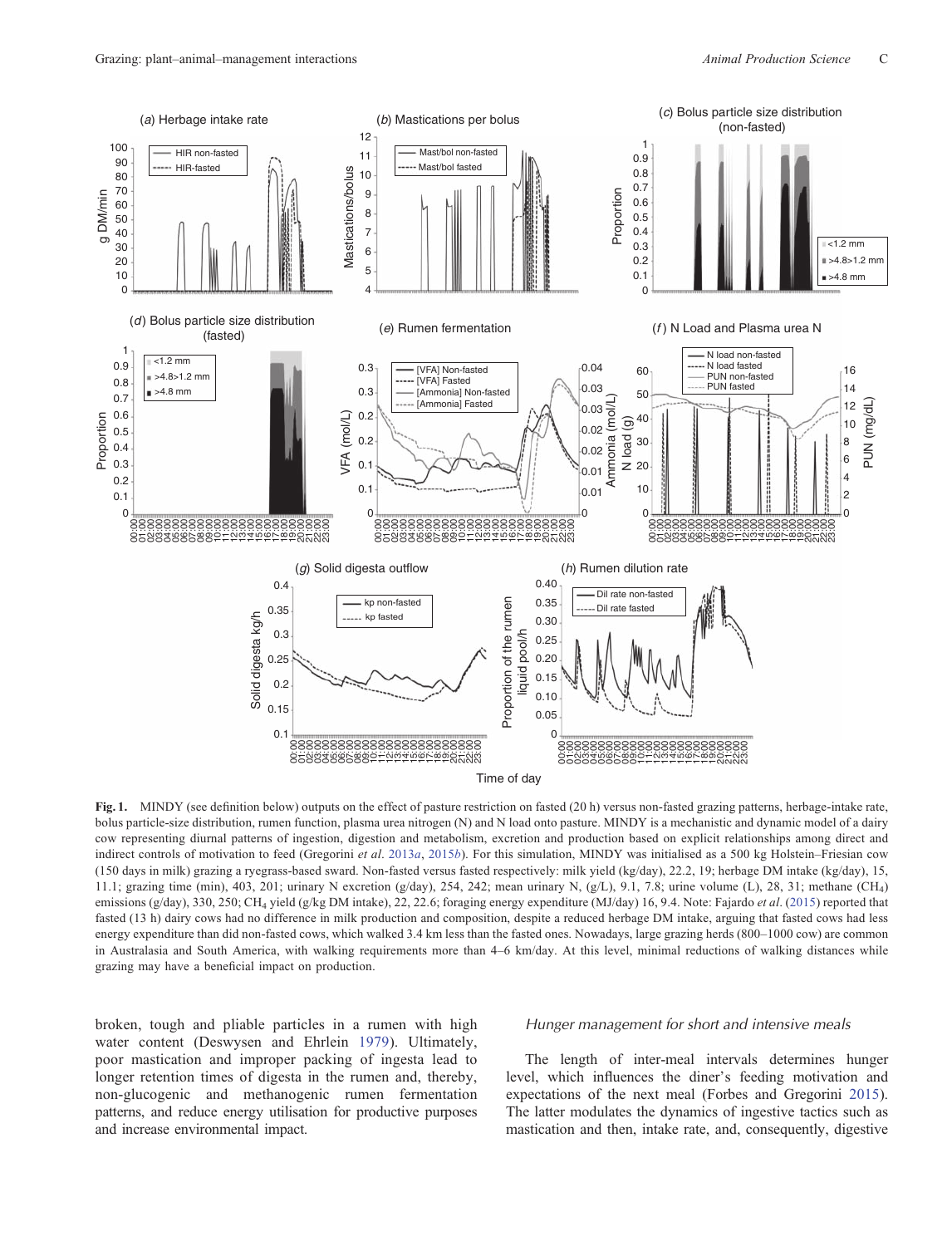**Fig. 1.** MINDY (see definition below) outputs on the effect of pasture restriction on fasted (20 h) versus non-fasted grazing patterns, herbage-intake rate, bolus particle-size distribution, rumen function, plasma urea nitrogen (N) and N load onto pasture. MINDY is a mechanistic and dynamic model of a dairy cow representing diurnal patterns of ingestion, digestion and metabolism, excretion and production based on explicit relationships among direct and indirect controls of motivation to feed (Gregorini *et al*. 2013*a*, 2015*b*). For this simulation, MINDY was initialised as a 500 kg Holstein–Friesian cow (150 days in milk) grazing a ryegrass-based sward. Non-fasted versus fasted respectively: milk yield (kg/day), 22.2, 19; herbage DM intake (kg/day), 15, 11.1; grazing time (min), 403, 201; urinary N excretion (g/day), 254, 242; mean urinary N, (g/L), 9.1, 7.8; urine volume (L), 28, 31; methane ($CH_4$) emissions (g/day), 330, 250; $CH_4$ yield (g/kg DM intake), 22, 22.6; foraging energy expenditure (MJ/day) 16, 9.4. Note: Fajardo *et al*. (2015) reported that fasted (13 h) dairy cows had no difference in milk production and composition, despite a reduced herbage DM intake, arguing that fasted cows had less energy expenditure than did non-fasted cows, which walked 3.4 km less than the fasted ones. Nowadays, large grazing herds (800–1000 cow) are common in Australasia and South America, with walking requirements more than 4–6 km/day. At this level, minimal reductions of walking distances while grazing may have a beneficial impact on production.

broken, tough and pliable particles in a rumen with high water content (Deswysen and Ehrlein 1979). Ultimately, poor mastication and improper packing of ingesta lead to longer retention times of digesta in the rumen and, thereby, non-glucogenic and methanogenic rumen fermentation patterns, and reduce energy utilisation for productive purposes and increase environmental impact.

### *Hunger management for short and intensive meals*

The length of inter-meal intervals determines hunger level, which influences the diner's feeding motivation and expectations of the next meal (Forbes and Gregorini 2015). The latter modulates the dynamics of ingestive tactics such as mastication and then, intake rate, and, consequently, digestive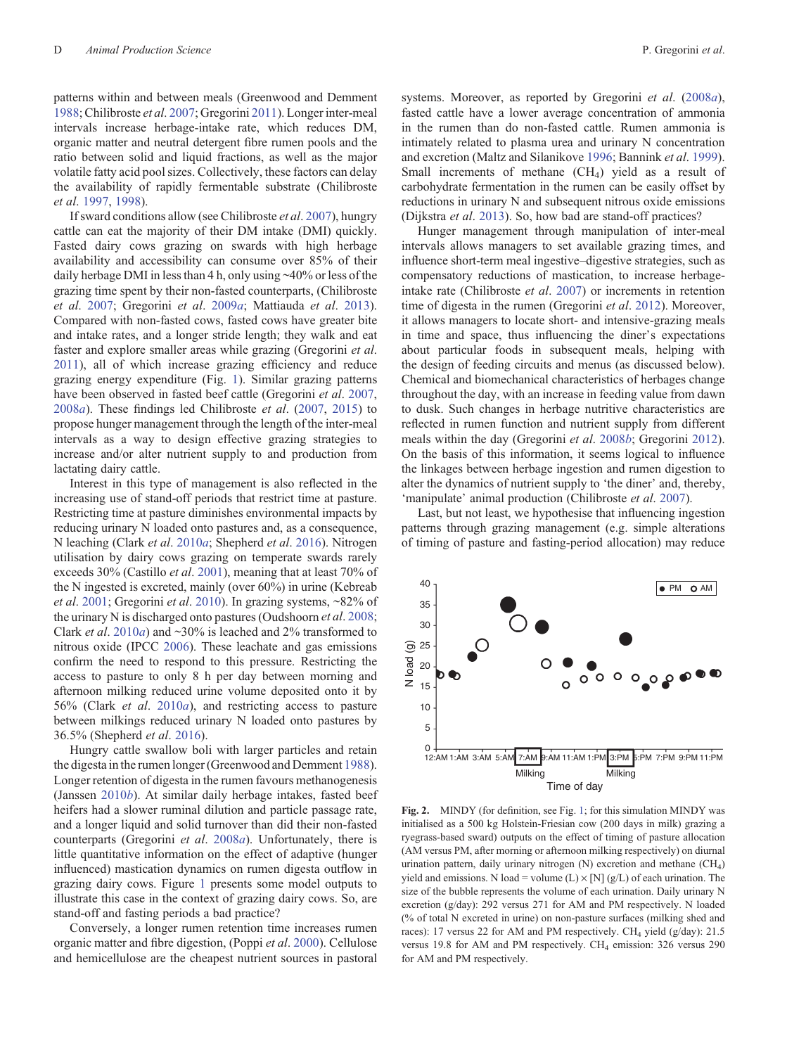patterns within and between meals (Greenwood and Demment 1988; Chilibroste *et al*. 2007; Gregorini 2011). Longer inter-meal intervals increase herbage-intake rate, which reduces DM, organic matter and neutral detergent fibre rumen pools and the ratio between solid and liquid fractions, as well as the major volatile fatty acid pool sizes. Collectively, these factors can delay the availability of rapidly fermentable substrate (Chilibroste *et al*. 1997, 1998).

If sward conditions allow (see Chilibroste *et al*. 2007), hungry cattle can eat the majority of their DM intake (DMI) quickly. Fasted dairy cows grazing on swards with high herbage availability and accessibility can consume over 85% of their daily herbage DMI in less than 4 h, only using ~40% or less of the grazing time spent by their non-fasted counterparts, (Chilibroste *et al*. 2007; Gregorini *et al*. 2009*a*; Mattiauda *et al*. 2013). Compared with non-fasted cows, fasted cows have greater bite and intake rates, and a longer stride length; they walk and eat faster and explore smaller areas while grazing (Gregorini *et al*. 2011), all of which increase grazing efficiency and reduce grazing energy expenditure (Fig. 1). Similar grazing patterns have been observed in fasted beef cattle (Gregorini *et al*. 2007, 2008*a*). These findings led Chilibroste *et al*. (2007, 2015) to propose hunger management through the length of the inter-meal intervals as a way to design effective grazing strategies to increase and/or alter nutrient supply to and production from lactating dairy cattle.

Interest in this type of management is also reflected in the increasing use of stand-off periods that restrict time at pasture. Restricting time at pasture diminishes environmental impacts by reducing urinary N loaded onto pastures and, as a consequence, N leaching (Clark *et al*. 2010*a*; Shepherd *et al*. 2016). Nitrogen utilisation by dairy cows grazing on temperate swards rarely exceeds 30% (Castillo *et al*. 2001), meaning that at least 70% of the N ingested is excreted, mainly (over 60%) in urine (Kebreab *et al*. 2001; Gregorini *et al*. 2010). In grazing systems, ~82% of the urinary N is discharged onto pastures (Oudshoorn *et al*. 2008; Clark *et al*. 2010*a*) and ~30% is leached and 2% transformed to nitrous oxide (IPCC 2006). These leachate and gas emissions confirm the need to respond to this pressure. Restricting the access to pasture to only 8 h per day between morning and afternoon milking reduced urine volume deposited onto it by 56% (Clark *et al*. 2010*a*), and restricting access to pasture between milkings reduced urinary N loaded onto pastures by 36.5% (Shepherd *et al*. 2016).

Hungry cattle swallow boli with larger particles and retain the digesta in the rumen longer (Greenwood and Demment 1988). Longer retention of digesta in the rumen favours methanogenesis (Janssen 2010*b*). At similar daily herbage intakes, fasted beef heifers had a slower ruminal dilution and particle passage rate, and a longer liquid and solid turnover than did their non-fasted counterparts (Gregorini *et al*. 2008*a*). Unfortunately, there is little quantitative information on the effect of adaptive (hunger influenced) mastication dynamics on rumen digesta outflow in grazing dairy cows. Figure 1 presents some model outputs to illustrate this case in the context of grazing dairy cows. So, are stand-off and fasting periods a bad practice?

Conversely, a longer rumen retention time increases rumen organic matter and fibre digestion, (Poppi *et al*. 2000). Cellulose and hemicellulose are the cheapest nutrient sources in pastoral systems. Moreover, as reported by Gregorini *et al*. (2008*a*), fasted cattle have a lower average concentration of ammonia in the rumen than do non-fasted cattle. Rumen ammonia is intimately related to plasma urea and urinary N concentration and excretion (Maltz and Silanikove 1996; Bannink *et al*. 1999). Small increments of methane ($CH_4$) yield as a result of carbohydrate fermentation in the rumen can be easily offset by reductions in urinary N and subsequent nitrous oxide emissions (Dijkstra *et al*. 2013). So, how bad are stand-off practices?

Hunger management through manipulation of inter-meal intervals allows managers to set available grazing times, and influence short-term meal ingestive–digestive strategies, such as compensatory reductions of mastication, to increase herbage-intake rate (Chilibroste *et al*. 2007) or increments in retention time of digesta in the rumen (Gregorini *et al*. 2012). Moreover, it allows managers to locate short- and intensive-grazing meals in time and space, thus influencing the diner's expectations about particular foods in subsequent meals, helping with the design of feeding circuits and menus (as discussed below). Chemical and biomechanical characteristics of herbages change throughout the day, with an increase in feeding value from dawn to dusk. Such changes in herbage nutritive characteristics are reflected in rumen function and nutrient supply from different meals within the day (Gregorini *et al*. 2008*b*; Gregorini 2012). On the basis of this information, it seems logical to influence the linkages between herbage ingestion and rumen digestion to alter the dynamics of nutrient supply to 'the diner' and, thereby, 'manipulate' animal production (Chilibroste *et al*. 2007).

Last, but not least, we hypothesise that influencing ingestion patterns through grazing management (e.g. simple alterations of timing of pasture and fasting-period allocation) may reduce

**Fig. 2.** MINDY (for definition, see Fig. 1; for this simulation MINDY was initialised as a 500 kg Holstein-Friesian cow (200 days in milk) grazing a ryegrass-based sward) outputs on the effect of timing of pasture allocation (AM versus PM, after morning or afternoon milking respectively) on diurnal urination pattern, daily urinary nitrogen (N) excretion and methane ($CH_4$) yield and emissions. N load = volume (L) × [N] (g/L) of each urination. The size of the bubble represents the volume of each urination. Daily urinary N excretion (g/day): 292 versus 271 for AM and PM respectively. N loaded (% of total N excreted in urine) on non-pasture surfaces (milking shed and races): 17 versus 22 for AM and PM respectively. $CH_4$ yield (g/day): 21.5 versus 19.8 for AM and PM respectively. $CH_4$ emission: 326 versus 290 for AM and PM respectively.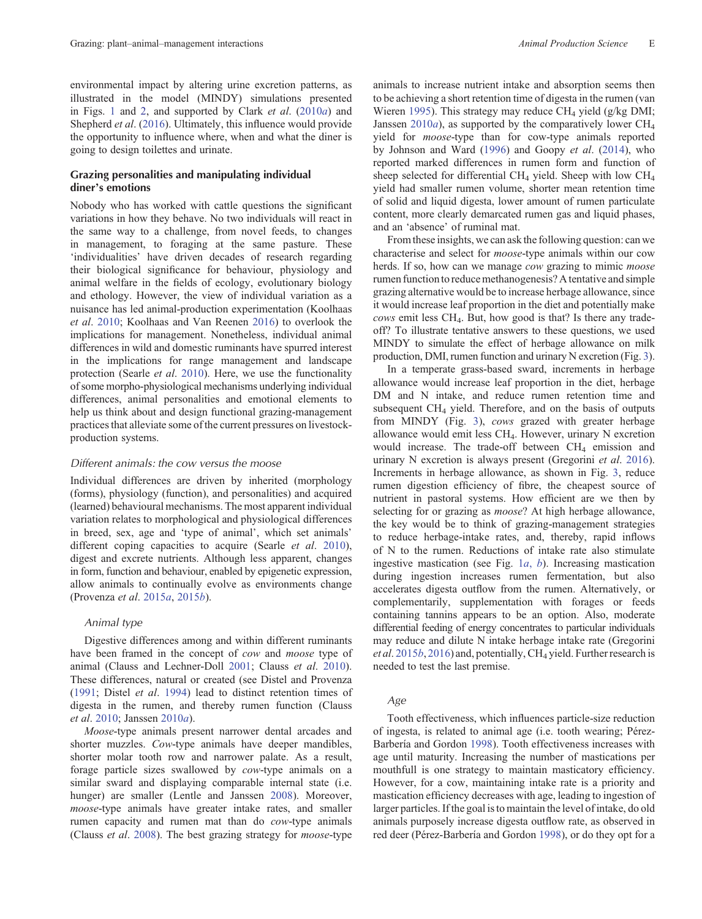environmental impact by altering urine excretion patterns, as illustrated in the model (MINDY) simulations presented in Figs. 1 and 2, and supported by Clark *et al*. (2010*a*) and Shepherd *et al*. (2016). Ultimately, this influence would provide the opportunity to influence where, when and what the diner is going to design toilettes and urinate.

## Grazing personalities and manipulating individual diner's emotions

Nobody who has worked with cattle questions the significant variations in how they behave. No two individuals will react in the same way to a challenge, from novel feeds, to changes in management, to foraging at the same pasture. These 'individualities' have driven decades of research regarding their biological significance for behaviour, physiology and animal welfare in the fields of ecology, evolutionary biology and ethology. However, the view of individual variation as a nuisance has led animal-production experimentation (Koolhaas *et al*. 2010; Koolhaas and Van Reenen 2016) to overlook the implications for management. Nonetheless, individual animal differences in wild and domestic ruminants have spurred interest in the implications for range management and landscape protection (Searle *et al*. 2010). Here, we use the functionality of some morpho-physiological mechanisms underlying individual differences, animal personalities and emotional elements to help us think about and design functional grazing-management practices that alleviate some of the current pressures on livestock-production systems.

### *Different animals: the cow versus the moose*

Individual differences are driven by inherited (morphology (forms), physiology (function), and personalities) and acquired (learned) behavioural mechanisms. The most apparent individual variation relates to morphological and physiological differences in breed, sex, age and 'type of animal', which set animals' different coping capacities to acquire (Searle *et al*. 2010), digest and excrete nutrients. Although less apparent, changes in form, function and behaviour, enabled by epigenetic expression, allow animals to continually evolve as environments change (Provenza *et al*. 2015*a*, 2015*b*).

#### *Animal type*

Digestive differences among and within different ruminants have been framed in the concept of *cow* and *moose* type of animal (Clauss and Lechner-Doll 2001; Clauss *et al*. 2010). These differences, natural or created (see Distel and Provenza (1991; Distel *et al*. 1994) lead to distinct retention times of digesta in the rumen, and thereby rumen function (Clauss *et al*. 2010; Janssen 2010*a*).

*Moose*-type animals present narrower dental arcades and shorter muzzles. *Cow*-type animals have deeper mandibles, shorter molar tooth row and narrower palate. As a result, forage particle sizes swallowed by *cow*-type animals on a similar sward and displaying comparable internal state (i.e. hunger) are smaller (Lentle and Janssen 2008). Moreover, *moose*-type animals have greater intake rates, and smaller rumen capacity and rumen mat than do *cow*-type animals (Clauss *et al*. 2008). The best grazing strategy for *moose*-type animals to increase nutrient intake and absorption seems then to be achieving a short retention time of digesta in the rumen (van Wieren 1995). This strategy may reduce $CH_4$ yield (g/kg DMI; Janssen 2010*a*), as supported by the comparatively lower $CH_4$ yield for *moose*-type than for cow-type animals reported by Johnson and Ward (1996) and Goopy *et al*. (2014), who reported marked differences in rumen form and function of sheep selected for differential $CH_4$ yield. Sheep with low $CH_4$ yield had smaller rumen volume, shorter mean retention time of solid and liquid digesta, lower amount of rumen particulate content, more clearly demarcated rumen gas and liquid phases, and an 'absence' of ruminal mat.

From these insights, we can ask the following question: can we characterise and select for *moose*-type animals within our cow herds. If so, how can we manage *cow* grazing to mimic *moose* rumen function to reduce methanogenesis? A tentative and simple grazing alternative would be to increase herbage allowance, since it would increase leaf proportion in the diet and potentially make *cows* emit less $CH_4$. But, how good is that? Is there any trade-off? To illustrate tentative answers to these questions, we used MINDY to simulate the effect of herbage allowance on milk production, DMI, rumen function and urinary N excretion (Fig. 3).

In a temperate grass-based sward, increments in herbage allowance would increase leaf proportion in the diet, herbage DM and N intake, and reduce rumen retention time and subsequent $CH_4$ yield. Therefore, and on the basis of outputs from MINDY (Fig. 3), *cows* grazed with greater herbage allowance would emit less $CH_4$. However, urinary N excretion would increase. The trade-off between $CH_4$ emission and urinary N excretion is always present (Gregorini *et al*. 2016). Increments in herbage allowance, as shown in Fig. 3, reduce rumen digestion efficiency of fibre, the cheapest source of nutrient in pastoral systems. How efficient are we then by selecting for or grazing as *moose*? At high herbage allowance, the key would be to think of grazing-management strategies to reduce herbage-intake rates, and, thereby, rapid inflows of N to the rumen. Reductions of intake rate also stimulate ingestive mastication (see Fig. 1*a*, *b*). Increasing mastication during ingestion increases rumen fermentation, but also accelerates digesta outflow from the rumen. Alternatively, or complementarily, supplementation with forages or feeds containing tannins appears to be an option. Also, moderate differential feeding of energy concentrates to particular individuals may reduce and dilute N intake herbage intake rate (Gregorini *et al*. 2015*b*, 2016) and, potentially, $CH_4$ yield. Further research is needed to test the last premise.

#### *Age*

Tooth effectiveness, which influences particle-size reduction of ingesta, is related to animal age (i.e. tooth wearing; Pérez-Barbería and Gordon 1998). Tooth effectiveness increases with age until maturity. Increasing the number of mastications per mouthfull is one strategy to maintain masticatory efficiency. However, for a cow, maintaining intake rate is a priority and mastication efficiency decreases with age, leading to ingestion of larger particles. If the goal is to maintain the level of intake, do old animals purposely increase digesta outflow rate, as observed in red deer (Pérez-Barbería and Gordon 1998), or do they opt for a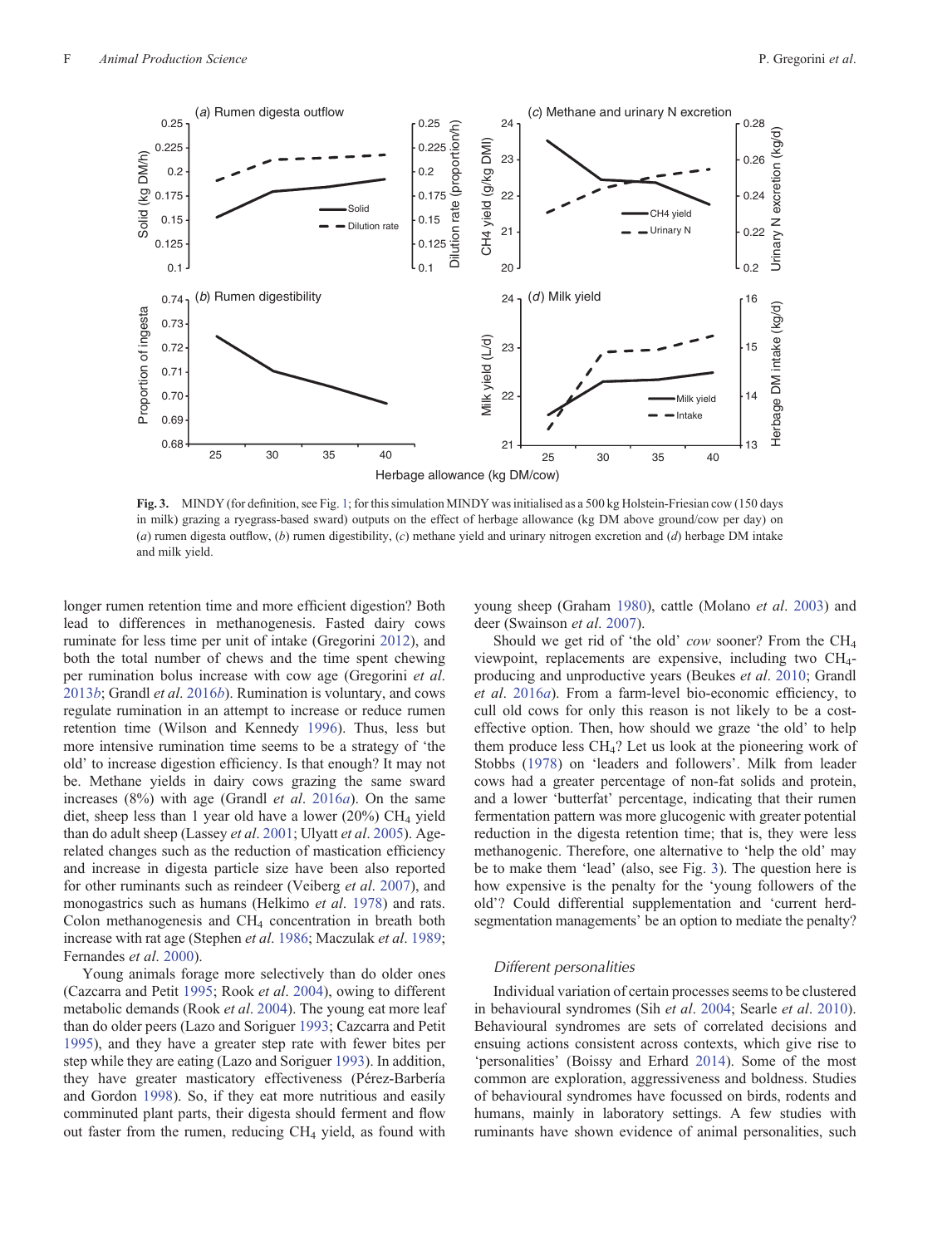**Fig. 3.** MINDY (for definition, see Fig. 1; for this simulation MINDY was initialised as a 500 kg Holstein-Friesian cow (150 days in milk) grazing a ryegrass-based sward) outputs on the effect of herbage allowance (kg DM above ground/cow per day) on (*a*) rumen digesta outflow, (*b*) rumen digestibility, (*c*) methane yield and urinary nitrogen excretion and (*d*) herbage DM intake and milk yield.

longer rumen retention time and more efficient digestion? Both lead to differences in methanogenesis. Fasted dairy cows ruminate for less time per unit of intake (Gregorini 2012), and both the total number of chews and the time spent chewing per rumination bolus increase with cow age (Gregorini *et al*. 2013*b*; Grandl *et al*. 2016*b*). Rumination is voluntary, and cows regulate rumination in an attempt to increase or reduce rumen retention time (Wilson and Kennedy 1996). Thus, less but more intensive rumination time seems to be a strategy of 'the old' to increase digestion efficiency. Is that enough? It may not be. Methane yields in dairy cows grazing the same sward increases (8%) with age (Grandl *et al*. 2016*a*). On the same diet, sheep less than 1 year old have a lower (20%) $CH_4$ yield than do adult sheep (Lassey *et al*. 2001; Ulyatt *et al*. 2005). Age-related changes such as the reduction of mastication efficiency and increase in digesta particle size have been also reported for other ruminants such as reindeer (Veiberg *et al*. 2007), and monogastrics such as humans (Helkimo *et al*. 1978) and rats. Colon methanogenesis and $CH_4$ concentration in breath both increase with rat age (Stephen *et al*. 1986; Maczulak *et al*. 1989; Fernandes *et al*. 2000).

Young animals forage more selectively than do older ones (Cazcarra and Petit 1995; Rook *et al*. 2004), owing to different metabolic demands (Rook *et al*. 2004). The young eat more leaf than do older peers (Lazo and Soriguer 1993; Cazcarra and Petit 1995), and they have a greater step rate with fewer bites per step while they are eating (Lazo and Soriguer 1993). In addition, they have greater masticatory effectiveness (Pérez-Barbería and Gordon 1998). So, if they eat more nutritious and easily comminuted plant parts, their digesta should ferment and flow out faster from the rumen, reducing $CH_4$ yield, as found with young sheep (Graham 1980), cattle (Molano *et al*. 2003) and deer (Swainson *et al*. 2007).

Should we get rid of 'the old' *cow* sooner? From the $CH_4$ viewpoint, replacements are expensive, including two $CH_4$-producing and unproductive years (Beukes *et al*. 2010; Grandl *et al*. 2016*a*). From a farm-level bio-economic efficiency, to cull old cows for only this reason is not likely to be a cost-effective option. Then, how should we graze 'the old' to help them produce less $CH_4$? Let us look at the pioneering work of Stobbs (1978) on 'leaders and followers'. Milk from leader cows had a greater percentage of non-fat solids and protein, and a lower 'butterfat' percentage, indicating that their rumen fermentation pattern was more glucogenic with greater potential reduction in the digesta retention time; that is, they were less methanogenic. Therefore, one alternative to 'help the old' may be to make them 'lead' (also, see Fig. 3). The question here is how expensive is the penalty for the 'young followers of the old'? Could differential supplementation and 'current herd-segmentation managements' be an option to mediate the penalty?

### Different personalities

Individual variation of certain processes seems to be clustered in behavioural syndromes (Sih *et al*. 2004; Searle *et al*. 2010). Behavioural syndromes are sets of correlated decisions and ensuing actions consistent across contexts, which give rise to 'personalities' (Boissy and Erhard 2014). Some of the most common are exploration, aggressiveness and boldness. Studies of behavioural syndromes have focussed on birds, rodents and humans, mainly in laboratory settings. A few studies with ruminants have shown evidence of animal personalities, such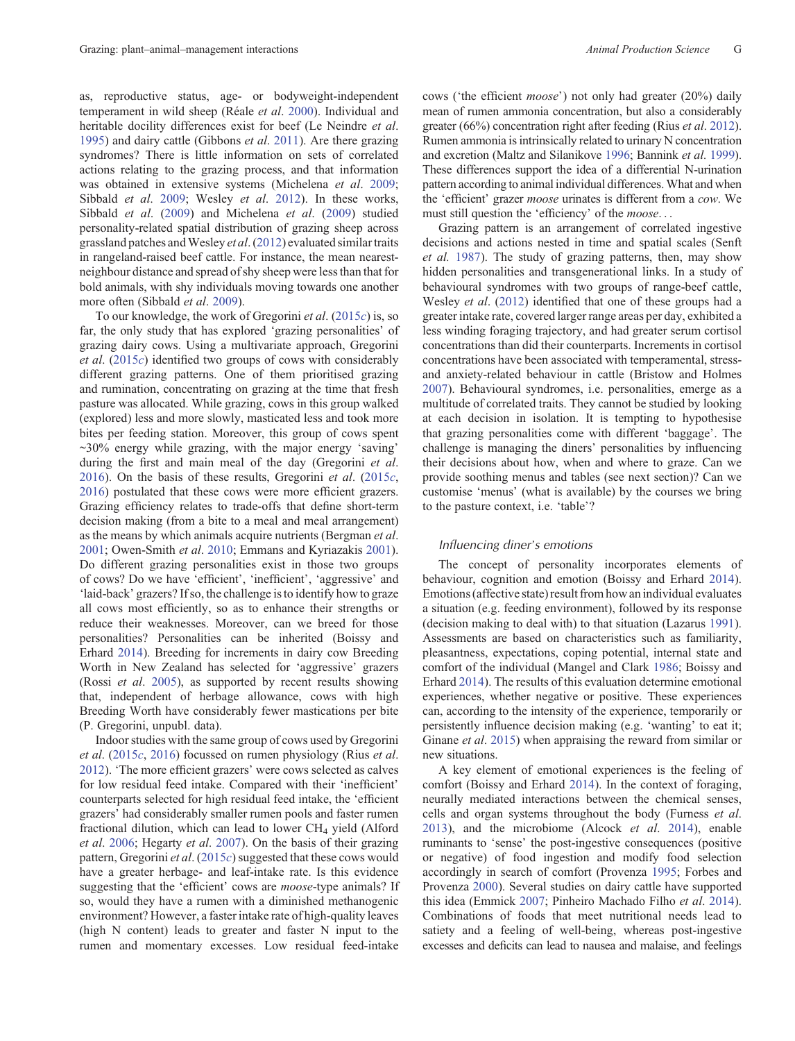as, reproductive status, age- or bodyweight-independent temperament in wild sheep (Réale *et al*. 2000). Individual and heritable docility differences exist for beef (Le Neindre *et al*. 1995) and dairy cattle (Gibbons *et al*. 2011). Are there grazing syndromes? There is little information on sets of correlated actions relating to the grazing process, and that information was obtained in extensive systems (Michelena *et al*. 2009; Sibbald *et al*. 2009; Wesley *et al*. 2012). In these works, Sibbald *et al*. (2009) and Michelena *et al*. (2009) studied personality-related spatial distribution of grazing sheep across grassland patches and Wesley *et al*. (2012) evaluated similar traits in rangeland-raised beef cattle. For instance, the mean nearest-neighbour distance and spread of shy sheep were less than that for bold animals, with shy individuals moving towards one another more often (Sibbald *et al*. 2009).

To our knowledge, the work of Gregorini *et al*. (2015*c*) is, so far, the only study that has explored 'grazing personalities' of grazing dairy cows. Using a multivariate approach, Gregorini *et al*. (2015*c*) identified two groups of cows with considerably different grazing patterns. One of them prioritised grazing and rumination, concentrating on grazing at the time that fresh pasture was allocated. While grazing, cows in this group walked (explored) less and more slowly, masticated less and took more bites per feeding station. Moreover, this group of cows spent ~30% energy while grazing, with the major energy 'saving' during the first and main meal of the day (Gregorini *et al*. 2016). On the basis of these results, Gregorini *et al*. (2015*c*, 2016) postulated that these cows were more efficient grazers. Grazing efficiency relates to trade-offs that define short-term decision making (from a bite to a meal and meal arrangement) as the means by which animals acquire nutrients (Bergman *et al*. 2001; Owen-Smith *et al*. 2010; Emmans and Kyriazakis 2001). Do different grazing personalities exist in those two groups of cows? Do we have 'efficient', 'inefficient', 'aggressive' and 'laid-back' grazers? If so, the challenge is to identify how to graze all cows most efficiently, so as to enhance their strengths or reduce their weaknesses. Moreover, can we breed for those personalities? Personalities can be inherited (Boissy and Erhard 2014). Breeding for increments in dairy cow Breeding Worth in New Zealand has selected for 'aggressive' grazers (Rossi *et al*. 2005), as supported by recent results showing that, independent of herbage allowance, cows with high Breeding Worth have considerably fewer mastications per bite (P. Gregorini, unpubl. data).

Indoor studies with the same group of cows used by Gregorini *et al*. (2015*c*, 2016) focussed on rumen physiology (Rius *et al*. 2012). 'The more efficient grazers' were cows selected as calves for low residual feed intake. Compared with their 'inefficient' counterparts selected for high residual feed intake, the 'efficient grazers' had considerably smaller rumen pools and faster rumen fractional dilution, which can lead to lower $CH_4$ yield (Alford *et al*. 2006; Hegarty *et al*. 2007). On the basis of their grazing pattern, Gregorini *et al*. (2015*c*) suggested that these cows would have a greater herbage- and leaf-intake rate. Is this evidence suggesting that the 'efficient' cows are *moose*-type animals? If so, would they have a rumen with a diminished methanogenic environment? However, a faster intake rate of high-quality leaves (high N content) leads to greater and faster N input to the rumen and momentary excesses. Low residual feed-intake cows ('the efficient *moose*') not only had greater (20%) daily mean of rumen ammonia concentration, but also a considerably greater (66%) concentration right after feeding (Rius *et al*. 2012). Rumen ammonia is intrinsically related to urinary N concentration and excretion (Maltz and Silanikove 1996; Bannink *et al*. 1999). These differences support the idea of a differential N-urination pattern according to animal individual differences. What and when the 'efficient' grazer *moose* urinates is different from a *cow*. We must still question the 'efficiency' of the *moose*. . .

Grazing pattern is an arrangement of correlated ingestive decisions and actions nested in time and spatial scales (Senft *et al*. 1987). The study of grazing patterns, then, may show hidden personalities and transgenerational links. In a study of behavioural syndromes with two groups of range-beef cattle, Wesley *et al*. (2012) identified that one of these groups had a greater intake rate, covered larger range areas per day, exhibited a less winding foraging trajectory, and had greater serum cortisol concentrations than did their counterparts. Increments in cortisol concentrations have been associated with temperamental, stress- and anxiety-related behaviour in cattle (Bristow and Holmes 2007). Behavioural syndromes, i.e. personalities, emerge as a multitude of correlated traits. They cannot be studied by looking at each decision in isolation. It is tempting to hypothesise that grazing personalities come with different 'baggage'. The challenge is managing the diners' personalities by influencing their decisions about how, when and where to graze. Can we provide soothing menus and tables (see next section)? Can we customise 'menus' (what is available) by the courses we bring to the pasture context, i.e. 'table'?

### *Influencing diner's emotions*

The concept of personality incorporates elements of behaviour, cognition and emotion (Boissy and Erhard 2014). Emotions (affective state) result from how an individual evaluates a situation (e.g. feeding environment), followed by its response (decision making to deal with) to that situation (Lazarus 1991). Assessments are based on characteristics such as familiarity, pleasantness, expectations, coping potential, internal state and comfort of the individual (Mangel and Clark 1986; Boissy and Erhard 2014). The results of this evaluation determine emotional experiences, whether negative or positive. These experiences can, according to the intensity of the experience, temporarily or persistently influence decision making (e.g. 'wanting' to eat it; Ginane *et al*. 2015) when appraising the reward from similar or new situations.

A key element of emotional experiences is the feeling of comfort (Boissy and Erhard 2014). In the context of foraging, neurally mediated interactions between the chemical senses, cells and organ systems throughout the body (Furness *et al*. 2013), and the microbiome (Alcock *et al*. 2014), enable ruminants to 'sense' the post-ingestive consequences (positive or negative) of food ingestion and modify food selection accordingly in search of comfort (Provenza 1995; Forbes and Provenza 2000). Several studies on dairy cattle have supported this idea (Emmick 2007; Pinheiro Machado Filho *et al*. 2014). Combinations of foods that meet nutritional needs lead to satiety and a feeling of well-being, whereas post-ingestive excesses and deficits can lead to nausea and malaise, and feelings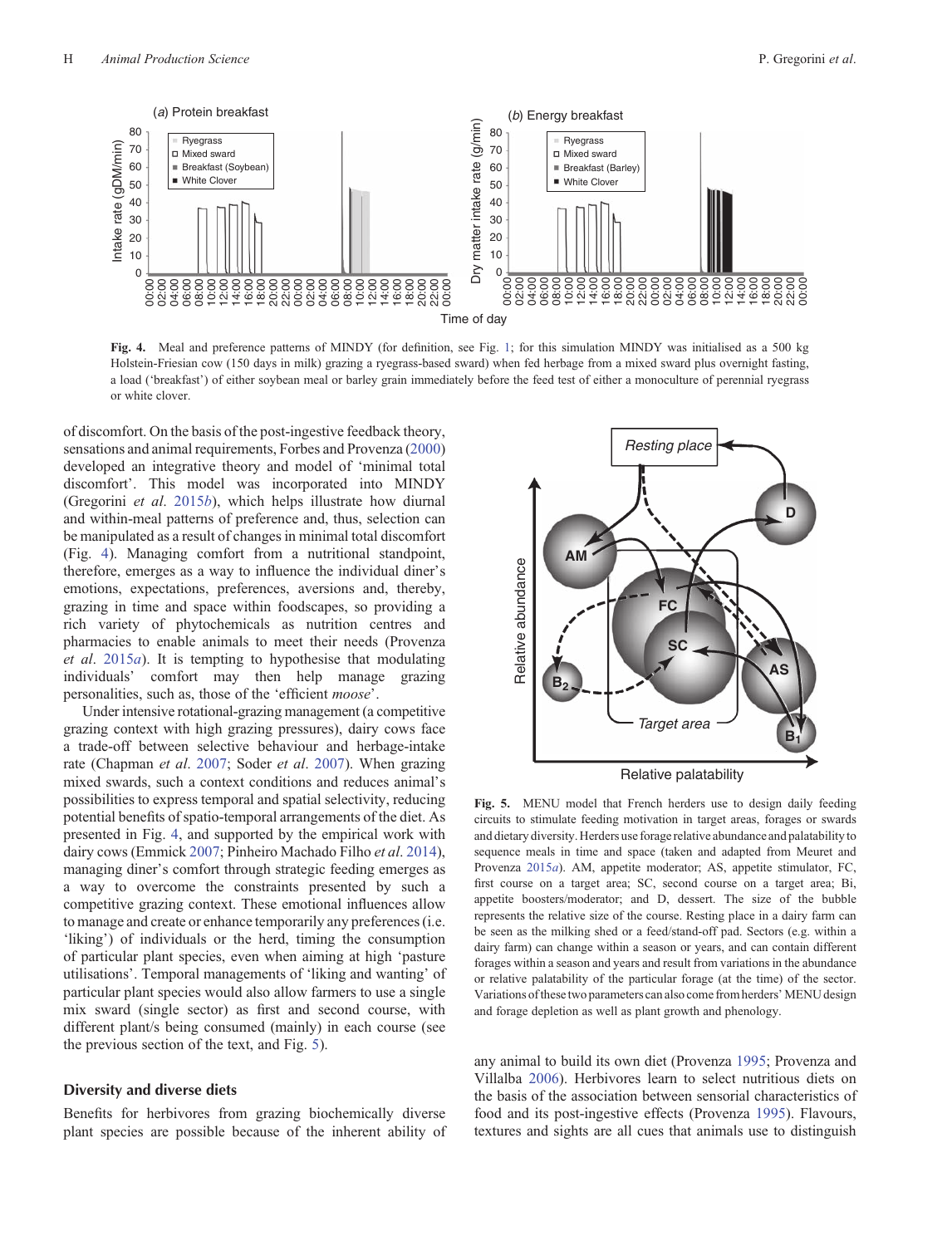**Fig. 4.** Meal and preference patterns of MINDY (for definition, see Fig. 1; for this simulation MINDY was initialised as a 500 kg Holstein-Friesian cow (150 days in milk) grazing a ryegrass-based sward) when fed herbage from a mixed sward plus overnight fasting, a load ('breakfast') of either soybean meal or barley grain immediately before the feed test of either a monoculture of perennial ryegrass or white clover.

of discomfort. On the basis of the post-ingestive feedback theory, sensations and animal requirements, Forbes and Provenza (2000) developed an integrative theory and model of 'minimal total discomfort'. This model was incorporated into MINDY (Gregorini *et al*. 2015*b*), which helps illustrate how diurnal and within-meal patterns of preference and, thus, selection can be manipulated as a result of changes in minimal total discomfort (Fig. 4). Managing comfort from a nutritional standpoint, therefore, emerges as a way to influence the individual diner's emotions, expectations, preferences, aversions and, thereby, grazing in time and space within foodscapes, so providing a rich variety of phytochemicals as nutrition centres and pharmacies to enable animals to meet their needs (Provenza *et al*. 2015*a*). It is tempting to hypothesise that modulating individuals' comfort may then help manage grazing personalities, such as, those of the 'efficient *moose*'.

Under intensive rotational-grazing management (a competitive grazing context with high grazing pressures), dairy cows face a trade-off between selective behaviour and herbage-intake rate (Chapman *et al*. 2007; Soder *et al*. 2007). When grazing mixed swards, such a context conditions and reduces animal's possibilities to express temporal and spatial selectivity, reducing potential benefits of spatio-temporal arrangements of the diet. As presented in Fig. 4, and supported by the empirical work with dairy cows (Emmick 2007; Pinheiro Machado Filho *et al*. 2014), managing diner's comfort through strategic feeding emerges as a way to overcome the constraints presented by such a competitive grazing context. These emotional influences allow to manage and create or enhance temporarily any preferences (i.e. 'liking') of individuals or the herd, timing the consumption of particular plant species, even when aiming at high 'pasture utilisations'. Temporal managements of 'liking and wanting' of particular plant species would also allow farmers to use a single mix sward (single sector) as first and second course, with different plant/s being consumed (mainly) in each course (see the previous section of the text, and Fig. 5).

**Fig. 5.** MENU model that French herders use to design daily feeding circuits to stimulate feeding motivation in target areas, forages or swards and dietary diversity. Herders use forage relative abundance and palatability to sequence meals in time and space (taken and adapted from Meuret and Provenza 2015*a*). AM, appetite moderator; AS, appetite stimulator, FC, first course on a target area; SC, second course on a target area; Bi, appetite boosters/moderator; and D, dessert. The size of the bubble represents the relative size of the course. Resting place in a dairy farm can be seen as the milking shed or a feed/stand-off pad. Sectors (e.g. within a dairy farm) can change within a season or years, and can contain different forages within a season and years and result from variations in the abundance or relative palatability of the particular forage (at the time) of the sector. Variations of these two parameters can also come from herders' MENU design and forage depletion as well as plant growth and phenology.

## Diversity and diverse diets

Benefits for herbivores from grazing biochemically diverse plant species are possible because of the inherent ability of any animal to build its own diet (Provenza 1995; Provenza and Villalba 2006). Herbivores learn to select nutritious diets on the basis of the association between sensorial characteristics of food and its post-ingestive effects (Provenza 1995). Flavours, textures and sights are all cues that animals use to distinguish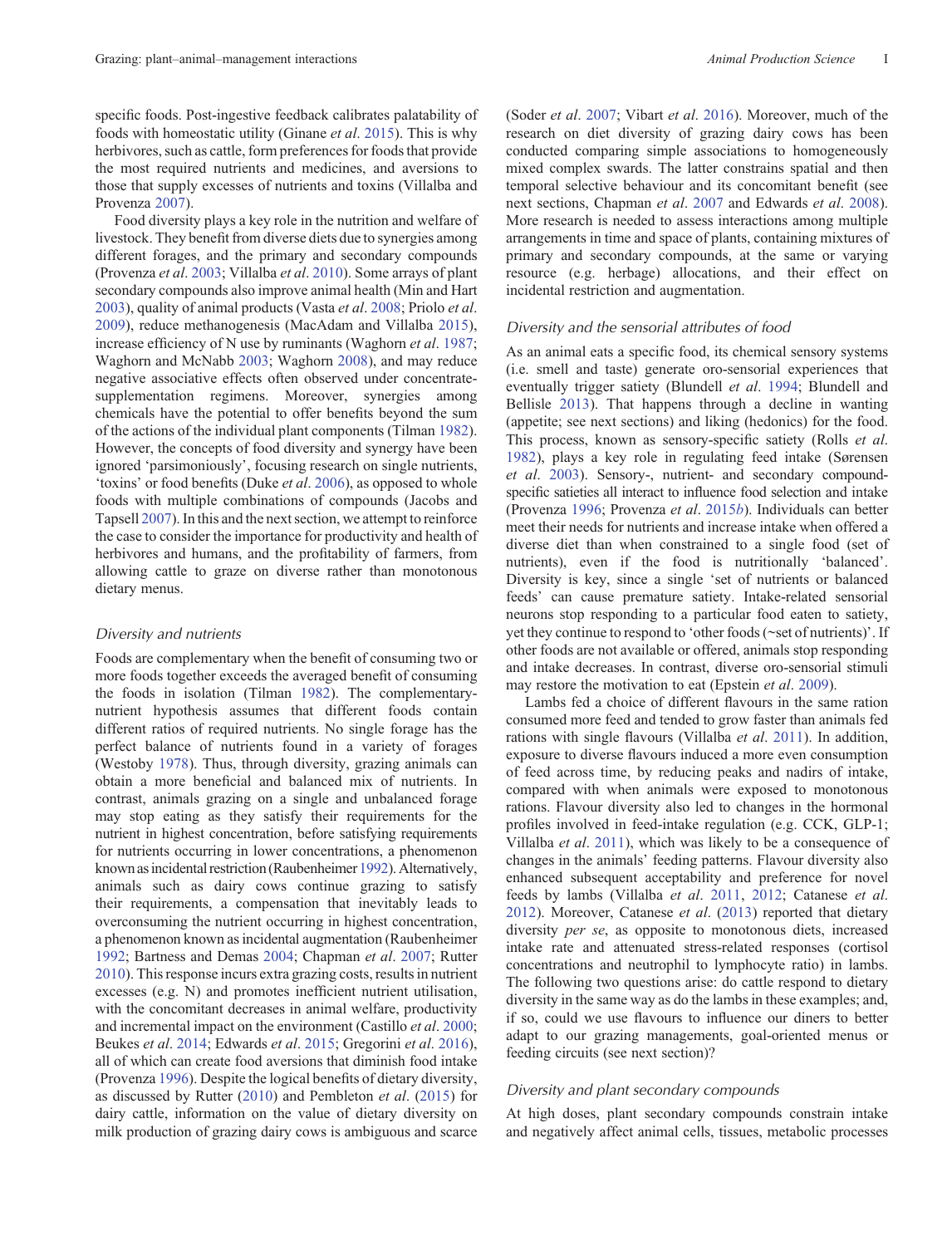specific foods. Post-ingestive feedback calibrates palatability of foods with homeostatic utility (Ginane *et al*. 2015). This is why herbivores, such as cattle, form preferences for foods that provide the most required nutrients and medicines, and aversions to those that supply excesses of nutrients and toxins (Villalba and Provenza 2007).

Food diversity plays a key role in the nutrition and welfare of livestock. They benefit from diverse diets due to synergies among different forages, and the primary and secondary compounds (Provenza *et al*. 2003; Villalba *et al*. 2010). Some arrays of plant secondary compounds also improve animal health (Min and Hart 2003), quality of animal products (Vasta *et al*. 2008; Priolo *et al*. 2009), reduce methanogenesis (MacAdam and Villalba 2015), increase efficiency of N use by ruminants (Waghorn *et al*. 1987; Waghorn and McNabb 2003; Waghorn 2008), and may reduce negative associative effects often observed under concentrate-supplementation regimens. Moreover, synergies among chemicals have the potential to offer benefits beyond the sum of the actions of the individual plant components (Tilman 1982). However, the concepts of food diversity and synergy have been ignored 'parsimoniously', focusing research on single nutrients, 'toxins' or food benefits (Duke *et al*. 2006), as opposed to whole foods with multiple combinations of compounds (Jacobs and Tapsell 2007). In this and the next section, we attempt to reinforce the case to consider the importance for productivity and health of herbivores and humans, and the profitability of farmers, from allowing cattle to graze on diverse rather than monotonous dietary menus.

### *Diversity and nutrients*

Foods are complementary when the benefit of consuming two or more foods together exceeds the averaged benefit of consuming the foods in isolation (Tilman 1982). The complementary-nutrient hypothesis assumes that different foods contain different ratios of required nutrients. No single forage has the perfect balance of nutrients found in a variety of forages (Westoby 1978). Thus, through diversity, grazing animals can obtain a more beneficial and balanced mix of nutrients. In contrast, animals grazing on a single and unbalanced forage may stop eating as they satisfy their requirements for the nutrient in highest concentration, before satisfying requirements for nutrients occurring in lower concentrations, a phenomenon known as incidental restriction (Raubenheimer 1992). Alternatively, animals such as dairy cows continue grazing to satisfy their requirements, a compensation that inevitably leads to overconsuming the nutrient occurring in highest concentration, a phenomenon known as incidental augmentation (Raubenheimer 1992; Bartness and Demas 2004; Chapman *et al*. 2007; Rutter 2010). This response incurs extra grazing costs, results in nutrient excesses (e.g. N) and promotes inefficient nutrient utilisation, with the concomitant decreases in animal welfare, productivity and incremental impact on the environment (Castillo *et al*. 2000; Beukes *et al*. 2014; Edwards *et al*. 2015; Gregorini *et al*. 2016), all of which can create food aversions that diminish food intake (Provenza 1996). Despite the logical benefits of dietary diversity, as discussed by Rutter (2010) and Pembleton *et al*. (2015) for dairy cattle, information on the value of dietary diversity on milk production of grazing dairy cows is ambiguous and scarce (Soder *et al*. 2007; Vibart *et al*. 2016). Moreover, much of the research on diet diversity of grazing dairy cows has been conducted comparing simple associations to homogeneously mixed complex swards. The latter constrains spatial and then temporal selective behaviour and its concomitant benefit (see next sections, Chapman *et al*. 2007 and Edwards *et al*. 2008). More research is needed to assess interactions among multiple arrangements in time and space of plants, containing mixtures of primary and secondary compounds, at the same or varying resource (e.g. herbage) allocations, and their effect on incidental restriction and augmentation.

### *Diversity and the sensorial attributes of food*

As an animal eats a specific food, its chemical sensory systems (i.e. smell and taste) generate oro-sensorial experiences that eventually trigger satiety (Blundell *et al*. 1994; Blundell and Bellisle 2013). That happens through a decline in wanting (appetite; see next sections) and liking (hedonics) for the food. This process, known as sensory-specific satiety (Rolls *et al*. 1982), plays a key role in regulating feed intake (Sørensen *et al*. 2003). Sensory-, nutrient- and secondary compound-specific satieties all interact to influence food selection and intake (Provenza 1996; Provenza *et al*. 2015*b*). Individuals can better meet their needs for nutrients and increase intake when offered a diverse diet than when constrained to a single food (set of nutrients), even if the food is nutritionally 'balanced'. Diversity is key, since a single 'set of nutrients or balanced feeds' can cause premature satiety. Intake-related sensorial neurons stop responding to a particular food eaten to satiety, yet they continue to respond to 'other foods (~set of nutrients)'. If other foods are not available or offered, animals stop responding and intake decreases. In contrast, diverse oro-sensorial stimuli may restore the motivation to eat (Epstein *et al*. 2009).

Lambs fed a choice of different flavours in the same ration consumed more feed and tended to grow faster than animals fed rations with single flavours (Villalba *et al*. 2011). In addition, exposure to diverse flavours induced a more even consumption of feed across time, by reducing peaks and nadirs of intake, compared with when animals were exposed to monotonous rations. Flavour diversity also led to changes in the hormonal profiles involved in feed-intake regulation (e.g. CCK, GLP-1; Villalba *et al*. 2011), which was likely to be a consequence of changes in the animals' feeding patterns. Flavour diversity also enhanced subsequent acceptability and preference for novel feeds by lambs (Villalba *et al*. 2011, 2012; Catanese *et al*. 2012). Moreover, Catanese *et al*. (2013) reported that dietary diversity *per se*, as opposite to monotonous diets, increased intake rate and attenuated stress-related responses (cortisol concentrations and neutrophil to lymphocyte ratio) in lambs. The following two questions arise: do cattle respond to dietary diversity in the same way as do the lambs in these examples; and, if so, could we use flavours to influence our diners to better adapt to our grazing managements, goal-oriented menus or feeding circuits (see next section)?

### *Diversity and plant secondary compounds*

At high doses, plant secondary compounds constrain intake and negatively affect animal cells, tissues, metabolic processes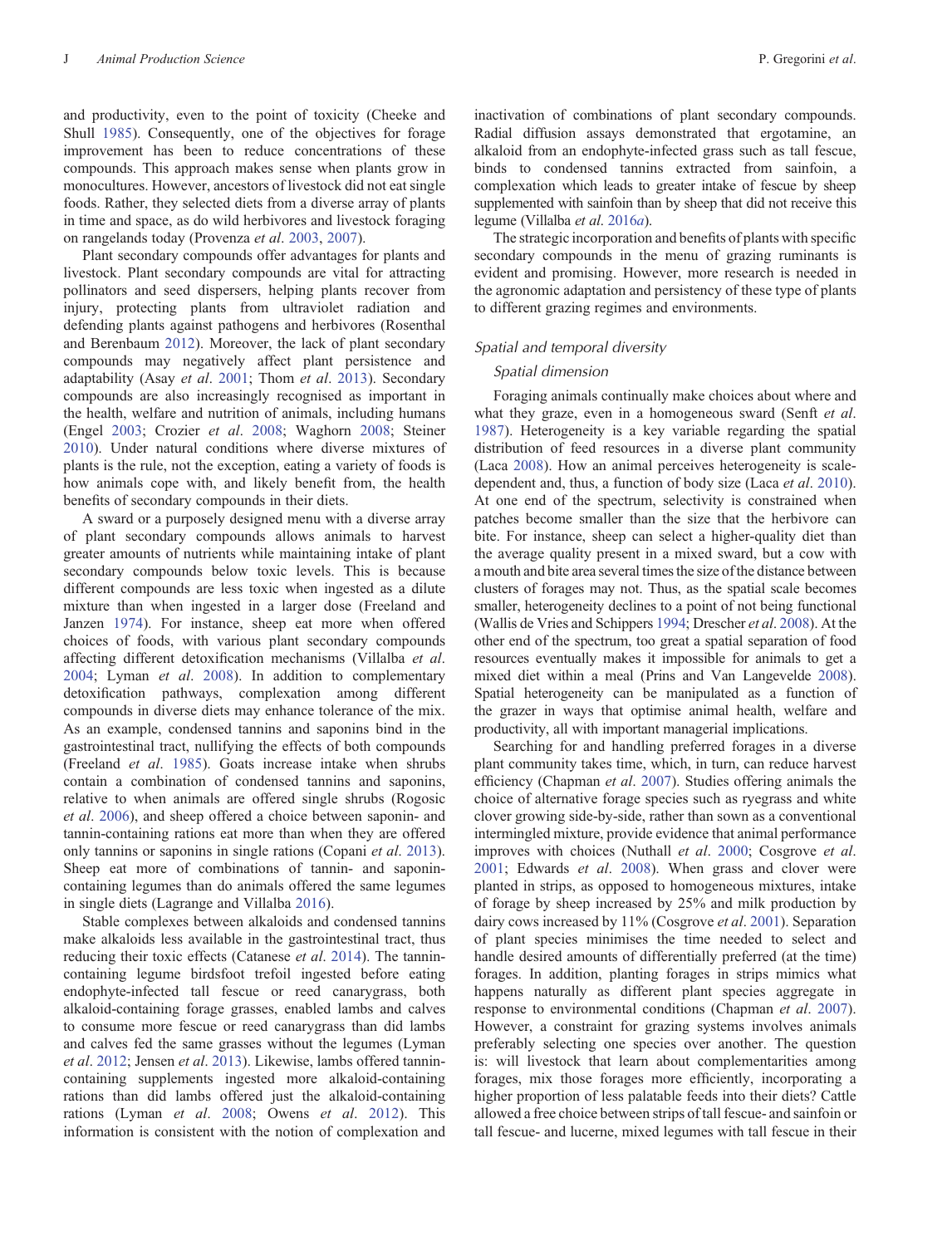and productivity, even to the point of toxicity (Cheeke and Shull 1985). Consequently, one of the objectives for forage improvement has been to reduce concentrations of these compounds. This approach makes sense when plants grow in monocultures. However, ancestors of livestock did not eat single foods. Rather, they selected diets from a diverse array of plants in time and space, as do wild herbivores and livestock foraging on rangelands today (Provenza *et al*. 2003, 2007).

Plant secondary compounds offer advantages for plants and livestock. Plant secondary compounds are vital for attracting pollinators and seed dispersers, helping plants recover from injury, protecting plants from ultraviolet radiation and defending plants against pathogens and herbivores (Rosenthal and Berenbaum 2012). Moreover, the lack of plant secondary compounds may negatively affect plant persistence and adaptability (Asay *et al*. 2001; Thom *et al*. 2013). Secondary compounds are also increasingly recognised as important in the health, welfare and nutrition of animals, including humans (Engel 2003; Crozier *et al*. 2008; Waghorn 2008; Steiner 2010). Under natural conditions where diverse mixtures of plants is the rule, not the exception, eating a variety of foods is how animals cope with, and likely benefit from, the health benefits of secondary compounds in their diets.

A sward or a purposely designed menu with a diverse array of plant secondary compounds allows animals to harvest greater amounts of nutrients while maintaining intake of plant secondary compounds below toxic levels. This is because different compounds are less toxic when ingested as a dilute mixture than when ingested in a larger dose (Freeland and Janzen 1974). For instance, sheep eat more when offered choices of foods, with various plant secondary compounds affecting different detoxification mechanisms (Villalba *et al*. 2004; Lyman *et al*. 2008). In addition to complementary detoxification pathways, complexation among different compounds in diverse diets may enhance tolerance of the mix. As an example, condensed tannins and saponins bind in the gastrointestinal tract, nullifying the effects of both compounds (Freeland *et al*. 1985). Goats increase intake when shrubs contain a combination of condensed tannins and saponins, relative to when animals are offered single shrubs (Rogosic *et al*. 2006), and sheep offered a choice between saponin- and tannin-containing rations eat more than when they are offered only tannins or saponins in single rations (Copani *et al*. 2013). Sheep eat more of combinations of tannin- and saponin-containing legumes than do animals offered the same legumes in single diets (Lagrange and Villalba 2016).

Stable complexes between alkaloids and condensed tannins make alkaloids less available in the gastrointestinal tract, thus reducing their toxic effects (Catanese *et al*. 2014). The tannin-containing legume birdsfoot trefoil ingested before eating endophyte-infected tall fescue or reed canarygrass, both alkaloid-containing forage grasses, enabled lambs and calves to consume more fescue or reed canarygrass than did lambs and calves fed the same grasses without the legumes (Lyman *et al*. 2012; Jensen *et al*. 2013). Likewise, lambs offered tannin-containing supplements ingested more alkaloid-containing rations than did lambs offered just the alkaloid-containing rations (Lyman *et al*. 2008; Owens *et al*. 2012). This information is consistent with the notion of complexation and inactivation of combinations of plant secondary compounds. Radial diffusion assays demonstrated that ergotamine, an alkaloid from an endophyte-infected grass such as tall fescue, binds to condensed tannins extracted from sainfoin, a complexation which leads to greater intake of fescue by sheep supplemented with sainfoin than by sheep that did not receive this legume (Villalba *et al*. 2016*a*).

The strategic incorporation and benefits of plants with specific secondary compounds in the menu of grazing ruminants is evident and promising. However, more research is needed in the agronomic adaptation and persistency of these type of plants to different grazing regimes and environments.

### *Spatial and temporal diversity*

#### *Spatial dimension*

Foraging animals continually make choices about where and what they graze, even in a homogeneous sward (Senft *et al*. 1987). Heterogeneity is a key variable regarding the spatial distribution of feed resources in a diverse plant community (Laca 2008). How an animal perceives heterogeneity is scale-dependent and, thus, a function of body size (Laca *et al*. 2010). At one end of the spectrum, selectivity is constrained when patches become smaller than the size that the herbivore can bite. For instance, sheep can select a higher-quality diet than the average quality present in a mixed sward, but a cow with a mouth and bite area several times the size of the distance between clusters of forages may not. Thus, as the spatial scale becomes smaller, heterogeneity declines to a point of not being functional (Wallis de Vries and Schippers 1994; Drescher *et al*. 2008). At the other end of the spectrum, too great a spatial separation of food resources eventually makes it impossible for animals to get a mixed diet within a meal (Prins and Van Langevelde 2008). Spatial heterogeneity can be manipulated as a function of the grazer in ways that optimise animal health, welfare and productivity, all with important managerial implications.

Searching for and handling preferred forages in a diverse plant community takes time, which, in turn, can reduce harvest efficiency (Chapman *et al*. 2007). Studies offering animals the choice of alternative forage species such as ryegrass and white clover growing side-by-side, rather than sown as a conventional intermingled mixture, provide evidence that animal performance improves with choices (Nuthall *et al*. 2000; Cosgrove *et al*. 2001; Edwards *et al*. 2008). When grass and clover were planted in strips, as opposed to homogenous mixtures, intake of forage by sheep increased by 25% and milk production by dairy cows increased by 11% (Cosgrove *et al*. 2001). Separation of plant species minimises the time needed to select and handle desired amounts of differentially preferred (at the time) forages. In addition, planting forages in strips mimics what happens naturally as different plant species aggregate in response to environmental conditions (Chapman *et al*. 2007). However, a constraint for grazing systems involves animals preferably selecting one species over another. The question is: will livestock that learn about complementarities among forages, mix those forages more efficiently, incorporating a higher proportion of less palatable feeds into their diets? Cattle allowed a free choice between strips of tall fescue- and sainfoin or tall fescue- and lucerne, mixed legumes with tall fescue in their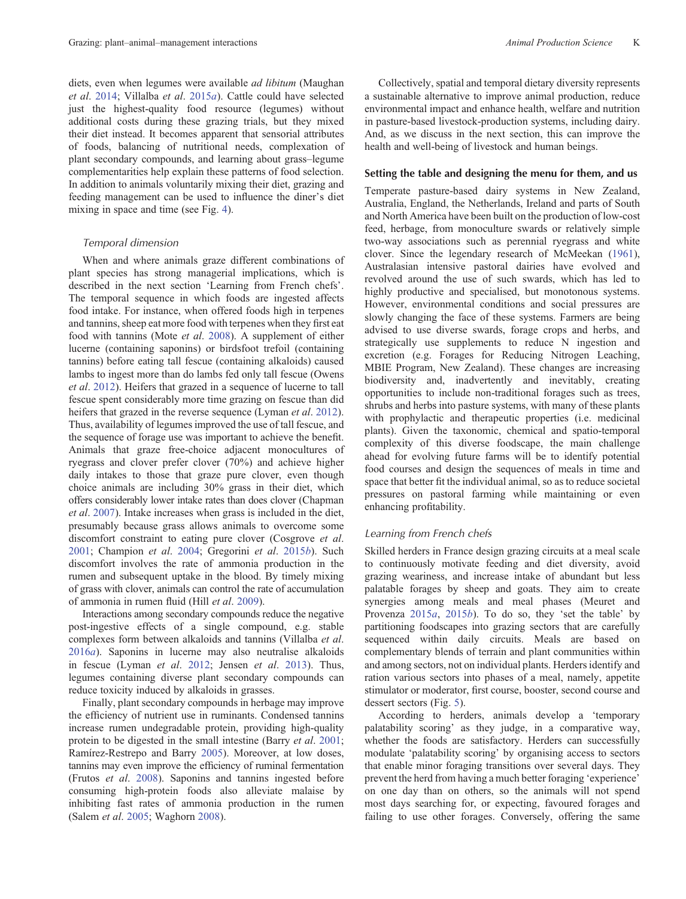diets, even when legumes were available *ad libitum* (Maughan *et al.* 2014; Villalba *et al.* 2015*a*). Cattle could have selected just the highest-quality food resource (legumes) without additional costs during these grazing trials, but they mixed their diet instead. It becomes apparent that sensorial attributes of foods, balancing of nutritional needs, complexation of plant secondary compounds, and learning about grass–legume complementarities help explain these patterns of food selection. In addition to animals voluntarily mixing their diet, grazing and feeding management can be used to influence the diner's diet mixing in space and time (see Fig. 4).

### *Temporal dimension*

When and where animals graze different combinations of plant species has strong managerial implications, which is described in the next section 'Learning from French chefs'. The temporal sequence in which foods are ingested affects food intake. For instance, when offered foods high in terpenes and tannins, sheep eat more food with terpenes when they first eat food with tannins (Mote *et al.* 2008). A supplement of either lucerne (containing saponins) or birdsfoot trefoil (containing tannins) before eating tall fescue (containing alkaloids) caused lambs to ingest more than do lambs fed only tall fescue (Owens *et al.* 2012). Heifers that grazed in a sequence of lucerne to tall fescue spent considerably more time grazing on fescue than did heifers that grazed in the reverse sequence (Lyman *et al.* 2012). Thus, availability of legumes improved the use of tall fescue, and the sequence of forage use was important to achieve the benefit. Animals that graze free-choice adjacent monocultures of ryegrass and clover prefer clover (70%) and achieve higher daily intakes to those that graze pure clover, even though choice animals are including 30% grass in their diet, which offers considerably lower intake rates than does clover (Chapman *et al.* 2007). Intake increases when grass is included in the diet, presumably because grass allows animals to overcome some discomfort constraint to eating pure clover (Cosgrove *et al.* 2001; Champion *et al.* 2004; Gregorini *et al.* 2015*b*). Such discomfort involves the rate of ammonia production in the rumen and subsequent uptake in the blood. By timely mixing of grass with clover, animals can control the rate of accumulation of ammonia in rumen fluid (Hill *et al.* 2009).

Interactions among secondary compounds reduce the negative post-ingestive effects of a single compound, e.g. stable complexes form between alkaloids and tannins (Villalba *et al.* 2016*a*). Saponins in lucerne may also neutralise alkaloids in fescue (Lyman *et al.* 2012; Jensen *et al.* 2013). Thus, legumes containing diverse plant secondary compounds can reduce toxicity induced by alkaloids in grasses.

Finally, plant secondary compounds in herbage may improve the efficiency of nutrient use in ruminants. Condensed tannins increase rumen undegradable protein, providing high-quality protein to be digested in the small intestine (Barry *et al.* 2001; Ramírez-Restrepo and Barry 2005). Moreover, at low doses, tannins may even improve the efficiency of ruminal fermentation (Frutos *et al.* 2008). Saponins and tannins ingested before consuming high-protein foods also alleviate malaise by inhibiting fast rates of ammonia production in the rumen (Salem *et al.* 2005; Waghorn 2008).

Collectively, spatial and temporal dietary diversity represents a sustainable alternative to improve animal production, reduce environmental impact and enhance health, welfare and nutrition in pasture-based livestock-production systems, including dairy. And, as we discuss in the next section, this can improve the health and well-being of livestock and human beings.

## Setting the table and designing the menu for them, and us

Temperate pasture-based dairy systems in New Zealand, Australia, England, the Netherlands, Ireland and parts of South and North America have been built on the production of low-cost feed, herbage, from monoculture swards or relatively simple two-way associations such as perennial ryegrass and white clover. Since the legendary research of McMeekan (1961), Australasian intensive pastoral dairies have evolved and revolved around the use of such swards, which has led to highly productive and specialised, but monotonous systems. However, environmental conditions and social pressures are slowly changing the face of these systems. Farmers are being advised to use diverse swards, forage crops and herbs, and strategically use supplements to reduce N ingestion and excretion (e.g. Forages for Reducing Nitrogen Leaching, MBIE Program, New Zealand). These changes are increasing biodiversity and, inadvertently and inevitably, creating opportunities to include non-traditional forages such as trees, shrubs and herbs into pasture systems, with many of these plants with prophylactic and therapeutic properties (i.e. medicinal plants). Given the taxonomic, chemical and spatio-temporal complexity of this diverse foodscape, the main challenge ahead for evolving future farms will be to identify potential food courses and design the sequences of meals in time and space that better fit the individual animal, so as to reduce societal pressures on pastoral farming while maintaining or even enhancing profitability.

### *Learning from French chefs*

Skilled herders in France design grazing circuits at a meal scale to continuously motivate feeding and diet diversity, avoid grazing weariness, and increase intake of abundant but less palatable forages by sheep and goats. They aim to create synergies among meals and meal phases (Meuret and Provenza 2015*a*, 2015*b*). To do so, they 'set the table' by partitioning foodscapes into grazing sectors that are carefully sequenced within daily circuits. Meals are based on complementary blends of terrain and plant communities within and among sectors, not on individual plants. Herders identify and ration various sectors into phases of a meal, namely, appetite stimulator or moderator, first course, booster, second course and dessert sectors (Fig. 5).

According to herders, animals develop a 'temporary palatability scoring' as they judge, in a comparative way, whether the foods are satisfactory. Herders can successfully modulate 'palatability scoring' by organising access to sectors that enable minor foraging transitions over several days. They prevent the herd from having a much better foraging 'experience' on one day than on others, so the animals will not spend most days searching for, or expecting, favoured forages and failing to use other forages. Conversely, offering the same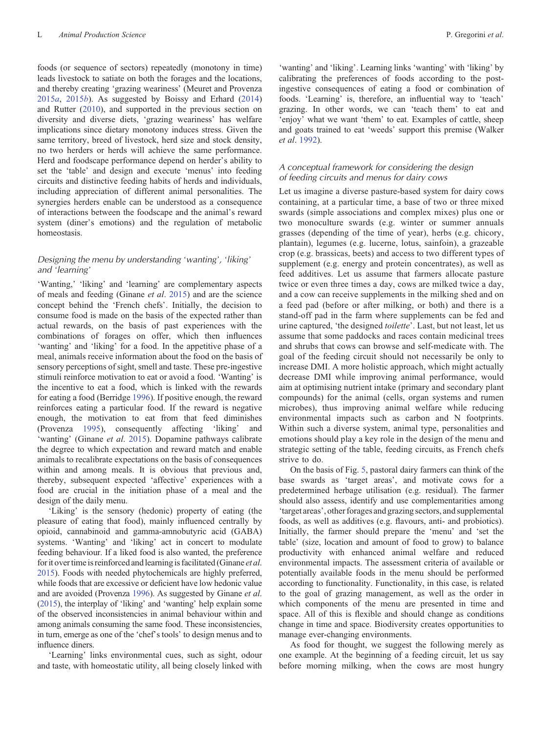foods (or sequence of sectors) repeatedly (monotony in time) leads livestock to satiate on both the forages and the locations, and thereby creating 'grazing weariness' (Meuret and Provenza 2015*a*, 2015*b*). As suggested by Boissy and Erhard (2014) and Rutter (2010), and supported in the previous section on diversity and diverse diets, 'grazing weariness' has welfare implications since dietary monotony induces stress. Given the same territory, breed of livestock, herd size and stock density, no two herders or herds will achieve the same performance. Herd and foodscape performance depend on herder's ability to set the 'table' and design and execute 'menus' into feeding circuits and distinctive feeding habits of herds and individuals, including appreciation of different animal personalities. The synergies herders enable can be understood as a consequence of interactions between the foodscape and the animal's reward system (diner's emotions) and the regulation of metabolic homeostasis.

### *Designing the menu by understanding 'wanting', 'liking' and 'learning'*

'Wanting,' 'liking' and 'learning' are complementary aspects of meals and feeding (Ginane *et al*. 2015) and are the science concept behind the 'French chefs'. Initially, the decision to consume food is made on the basis of the expected rather than actual rewards, on the basis of past experiences with the combinations of forages on offer, which then influences 'wanting' and 'liking' for a food. In the appetitive phase of a meal, animals receive information about the food on the basis of sensory perceptions of sight, smell and taste. These pre-ingestive stimuli reinforce motivation to eat or avoid a food. 'Wanting' is the incentive to eat a food, which is linked with the rewards for eating a food (Berridge 1996). If positive enough, the reward reinforces eating a particular food. If the reward is negative enough, the motivation to eat from that feed diminishes (Provenza 1995), consequently affecting 'liking' and 'wanting' (Ginane *et al*. 2015). Dopamine pathways calibrate the degree to which expectation and reward match and enable animals to recalibrate expectations on the basis of consequences within and among meals. It is obvious that previous and, thereby, subsequent expected 'affective' experiences with a food are crucial in the initiation phase of a meal and the design of the daily menu.

'Liking' is the sensory (hedonic) property of eating (the pleasure of eating that food), mainly influenced centrally by opioid, cannabinoid and gamma-amnobutyric acid (GABA) systems. 'Wanting' and 'liking' act in concert to modulate feeding behaviour. If a liked food is also wanted, the preference for it over time is reinforced and learning is facilitated (Ginane *et al*. 2015). Foods with needed phytochemicals are highly preferred, while foods that are excessive or deficient have low hedonic value and are avoided (Provenza 1996). As suggested by Ginane *et al*. (2015), the interplay of 'liking' and 'wanting' help explain some of the observed inconsistencies in animal behaviour within and among animals consuming the same food. These inconsistencies, in turn, emerge as one of the 'chef's tools' to design menus and to influence diners.

'Learning' links environmental cues, such as sight, odour and taste, with homeostatic utility, all being closely linked with 'wanting' and 'liking'. Learning links 'wanting' with 'liking' by calibrating the preferences of foods according to the post-ingestive consequences of eating a food or combination of foods. 'Learning' is, therefore, an influential way to 'teach' grazing. In other words, we can 'teach them' to eat and 'enjoy' what we want 'them' to eat. Examples of cattle, sheep and goats trained to eat 'weeds' support this premise (Walker *et al*. 1992).

### *A conceptual framework for considering the design of feeding circuits and menus for dairy cows*

Let us imagine a diverse pasture-based system for dairy cows containing, at a particular time, a base of two or three mixed swards (simple associations and complex mixes) plus one or two monoculture swards (e.g. winter or summer annuals grasses (depending of the time of year), herbs (e.g. chicory, plantain), legumes (e.g. lucerne, lotus, sainfoin), a grazeable crop (e.g. brassicas, beets) and access to two different types of supplement (e.g. energy and protein concentrates), as well as feed additives. Let us assume that farmers allocate pasture twice or even three times a day, cows are milked twice a day, and a cow can receive supplements in the milking shed and on a feed pad (before or after milking, or both) and there is a stand-off pad in the farm where supplements can be fed and urine captured, 'the designed *toilette*'. Last, but not least, let us assume that some paddocks and races contain medicinal trees and shrubs that cows can browse and self-medicate with. The goal of the feeding circuit should not necessarily be only to increase DMI. A more holistic approach, which might actually decrease DMI while improving animal performance, would aim at optimising nutrient intake (primary and secondary plant compounds) for the animal (cells, organ systems and rumen microbes), thus improving animal welfare while reducing environmental impacts such as carbon and N footprints. Within such a diverse system, animal type, personalities and emotions should play a key role in the design of the menu and strategic setting of the table, feeding circuits, as French chefs strive to do.

On the basis of Fig. 5, pastoral dairy farmers can think of the base swards as 'target areas', and motivate cows for a predetermined herbage utilisation (e.g. residual). The farmer should also assess, identify and use complementarities among 'target areas', other forages and grazing sectors, and supplemental foods, as well as additives (e.g. flavours, anti- and probiotics). Initially, the farmer should prepare the 'menu' and 'set the table' (size, location and amount of food to grow) to balance productivity with enhanced animal welfare and reduced environmental impacts. The assessment criteria of available or potentially available foods in the menu should be performed according to functionality. Functionality, in this case, is related to the goal of grazing management, as well as the order in which components of the menu are presented in time and space. All of this is flexible and should change as conditions change in time and space. Biodiversity creates opportunities to manage ever-changing environments.

As food for thought, we suggest the following merely as one example. At the beginning of a feeding circuit, let us say before morning milking, when the cows are most hungry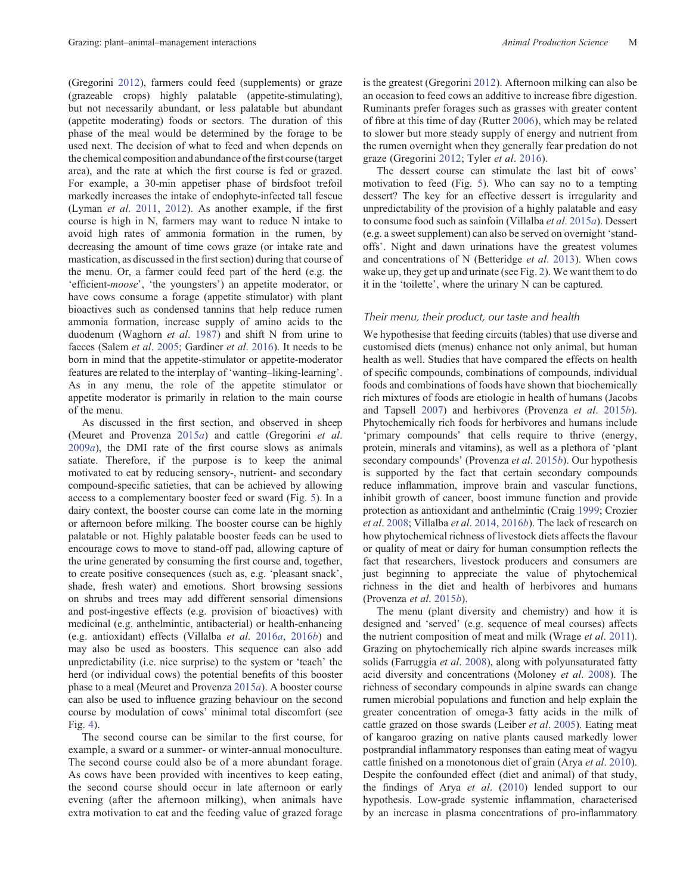(Gregorini 2012), farmers could feed (supplements) or graze (grazeable crops) highly palatable (appetite-stimulating), but not necessarily abundant, or less palatable but abundant (appetite moderating) foods or sectors. The duration of this phase of the meal would be determined by the forage to be used next. The decision of what to feed and when depends on the chemical composition and abundance of the first course (target area), and the rate at which the first course is fed or grazed. For example, a 30-min appetiser phase of birdsfoot trefoil markedly increases the intake of endophyte-infected tall fescue (Lyman *et al*. 2011, 2012). As another example, if the first course is high in N, farmers may want to reduce N intake to avoid high rates of ammonia formation in the rumen, by decreasing the amount of time cows graze (or intake rate and mastication, as discussed in the first section) during that course of the menu. Or, a farmer could feed part of the herd (e.g. the 'efficient-*moose*', 'the youngsters') an appetite moderator, or have cows consume a forage (appetite stimulator) with plant bioactives such as condensed tannins that help reduce rumen ammonia formation, increase supply of amino acids to the duodenum (Waghorn *et al*. 1987) and shift N from urine to faeces (Salem *et al*. 2005; Gardiner *et al*. 2016). It needs to be born in mind that the appetite-stimulator or appetite-moderator features are related to the interplay of 'wanting–liking-learning'. As in any menu, the role of the appetite stimulator or appetite moderator is primarily in relation to the main course of the menu.

As discussed in the first section, and observed in sheep (Meuret and Provenza 2015*a*) and cattle (Gregorini *et al*. 2009*a*), the DMI rate of the first course slows as animals satiate. Therefore, if the purpose is to keep the animal motivated to eat by reducing sensory-, nutrient- and secondary compound-specific satieties, that can be achieved by allowing access to a complementary booster feed or sward (Fig. 5). In a dairy context, the booster course can come late in the morning or afternoon before milking. The booster course can be highly palatable or not. Highly palatable booster feeds can be used to encourage cows to move to stand-off pad, allowing capture of the urine generated by consuming the first course and, together, to create positive consequences (such as, e.g. 'pleasant snack', shade, fresh water) and emotions. Short browsing sessions on shrubs and trees may add different sensorial dimensions and post-ingestive effects (e.g. provision of bioactives) with medicinal (e.g. anthelmintic, antibacterial) or health-enhancing (e.g. antioxidant) effects (Villalba *et al*. 2016*a*, 2016*b*) and may also be used as boosters. This sequence can also add unpredictability (i.e. nice surprise) to the system or 'teach' the herd (or individual cows) the potential benefits of this booster phase to a meal (Meuret and Provenza 2015*a*). A booster course can also be used to influence grazing behaviour on the second course by modulation of cows' minimal total discomfort (see Fig. 4).

The second course can be similar to the first course, for example, a sward or a summer- or winter-annual monoculture. The second course could also be of a more abundant forage. As cows have been provided with incentives to keep eating, the second course should occur in late afternoon or early evening (after the afternoon milking), when animals have extra motivation to eat and the feeding value of grazed forage is the greatest (Gregorini 2012). Afternoon milking can also be an occasion to feed cows an additive to increase fibre digestion. Ruminants prefer forages such as grasses with greater content of fibre at this time of day (Rutter 2006), which may be related to slower but more steady supply of energy and nutrient from the rumen overnight when they generally fear predation do not graze (Gregorini 2012; Tyler *et al*. 2016).

The dessert course can stimulate the last bit of cows' motivation to feed (Fig. 5). Who can say no to a tempting dessert? The key for an effective dessert is irregularity and unpredictability of the provision of a highly palatable and easy to consume food such as sainfoin (Villalba *et al*. 2015*a*). Dessert (e.g. a sweet supplement) can also be served on overnight 'stand-offs'. Night and dawn urinations have the greatest volumes and concentrations of N (Betteridge *et al*. 2013). When cows wake up, they get up and urinate (see Fig. 2). We want them to do it in the 'toilette', where the urinary N can be captured.

### *Their menu, their product, our taste and health*

We hypothesise that feeding circuits (tables) that use diverse and customised diets (menus) enhance not only animal, but human health as well. Studies that have compared the effects on health of specific compounds, combinations of compounds, individual foods and combinations of foods have shown that biochemically rich mixtures of foods are etiologic in health of humans (Jacobs and Tapsell 2007) and herbivores (Provenza *et al*. 2015*b*). Phytochemically rich foods for herbivores and humans include 'primary compounds' that cells require to thrive (energy, protein, minerals and vitamins), as well as a plethora of 'plant secondary compounds' (Provenza *et al*. 2015*b*). Our hypothesis is supported by the fact that certain secondary compounds reduce inflammation, improve brain and vascular functions, inhibit growth of cancer, boost immune function and provide protection as antioxidant and anthelmintic (Craig 1999; Crozier *et al*. 2008; Villalba *et al*. 2014, 2016*b*). The lack of research on how phytochemical richness of livestock diets affects the flavour or quality of meat or dairy for human consumption reflects the fact that researchers, livestock producers and consumers are just beginning to appreciate the value of phytochemical richness in the diet and health of herbivores and humans (Provenza *et al*. 2015*b*).

The menu (plant diversity and chemistry) and how it is designed and 'served' (e.g. sequence of meal courses) affects the nutrient composition of meat and milk (Wrage *et al*. 2011). Grazing on phytochemically rich alpine swards increases milk solids (Farruggia *et al*. 2008), along with polyunsaturated fatty acid diversity and concentrations (Moloney *et al*. 2008). The richness of secondary compounds in alpine swards can change rumen microbial populations and function and help explain the greater concentration of omega-3 fatty acids in the milk of cattle grazed on those swards (Leiber *et al*. 2005). Eating meat of kangaroo grazing on native plants caused markedly lower postprandial inflammatory responses than eating meat of wagyu cattle finished on a monotonous diet of grain (Arya *et al*. 2010). Despite the confounded effect (diet and animal) of that study, the findings of Arya *et al*. (2010) lended support to our hypothesis. Low-grade systemic inflammation, characterised by an increase in plasma concentrations of pro-inflammatory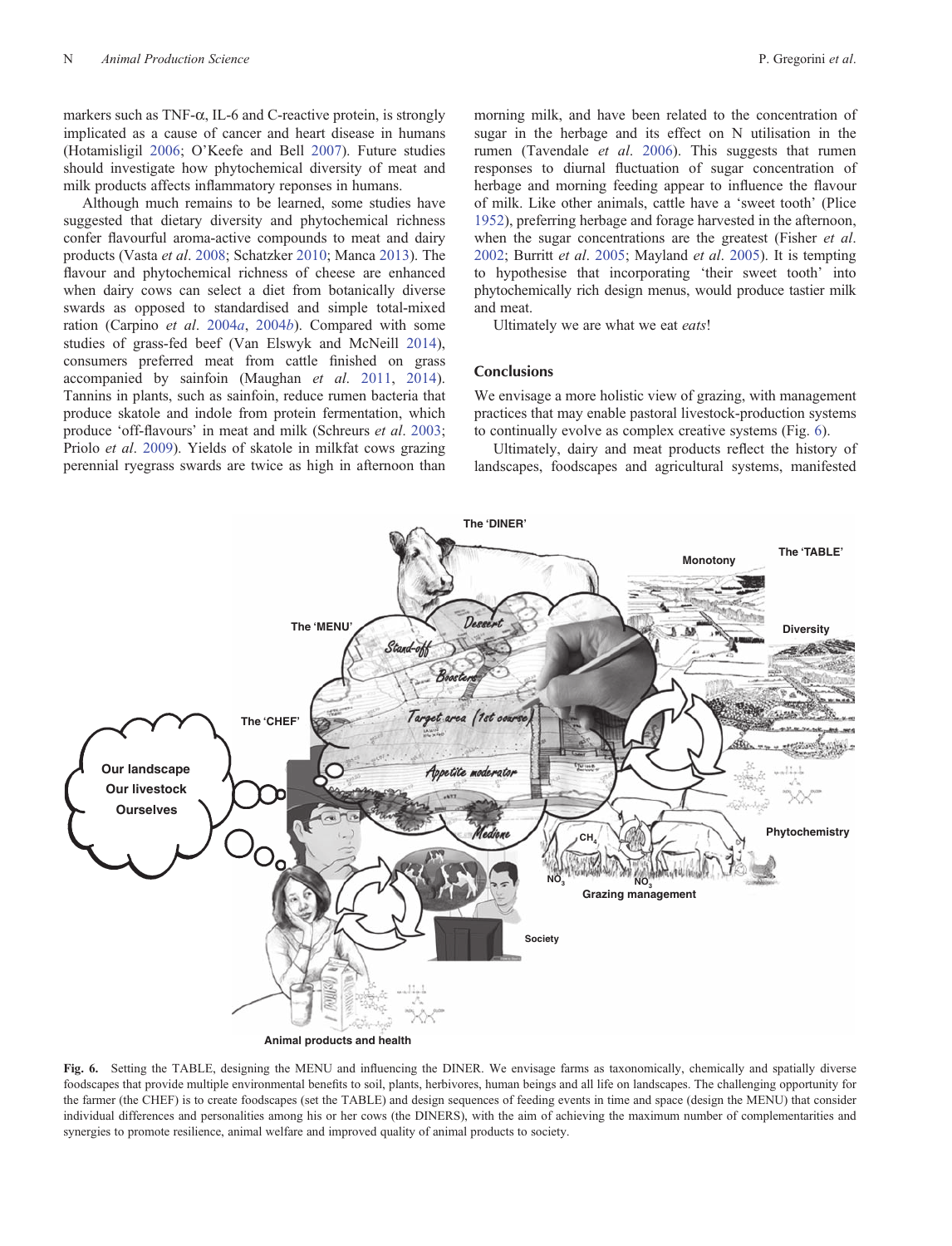markers such as TNF-α, IL-6 and C-reactive protein, is strongly implicated as a cause of cancer and heart disease in humans (Hotamisligil 2006; O'Keefe and Bell 2007). Future studies should investigate how phytochemical diversity of meat and milk products affects inflammatory reponses in humans.

Although much remains to be learned, some studies have suggested that dietary diversity and phytochemical richness confer flavourful aroma-active compounds to meat and dairy products (Vasta *et al*. 2008; Schatzker 2010; Manca 2013). The flavour and phytochemical richness of cheese are enhanced when dairy cows can select a diet from botanically diverse swards as opposed to standardised and simple total-mixed ration (Carpino *et al*. 2004*a*, 2004*b*). Compared with some studies of grass-fed beef (Van Elswyk and McNeill 2014), consumers preferred meat from cattle finished on grass accompanied by sainfoin (Maughan *et al*. 2011, 2014). Tannins in plants, such as sainfoin, reduce rumen bacteria that produce skatole and indole from protein fermentation, which produce 'off-flavours' in meat and milk (Schreurs *et al*. 2003; Priolo *et al*. 2009). Yields of skatole in milkfat cows grazing perennial ryegrass swards are twice as high in afternoon than morning milk, and have been related to the concentration of sugar in the herbage and its effect on N utilisation in the rumen (Tavendale *et al*. 2006). This suggests that rumen responses to diurnal fluctuation of sugar concentration of herbage and morning feeding appear to influence the flavour of milk. Like other animals, cattle have a 'sweet tooth' (Plice 1952), preferring herbage and forage harvested in the afternoon, when the sugar concentrations are the greatest (Fisher *et al*. 2002; Burritt *et al*. 2005; Mayland *et al*. 2005). It is tempting to hypothesise that incorporating 'their sweet tooth' into phytochemically rich design menus, would produce tastier milk and meat.

Ultimately we are what we eat *eats*!

## Conclusions

We envisage a more holistic view of grazing, with management practices that may enable pastoral livestock-production systems to continually evolve as complex creative systems (Fig. 6).

Ultimately, dairy and meat products reflect the history of landscapes, foodscapes and agricultural systems, manifested

**Fig. 6.** Setting the TABLE, designing the MENU and influencing the DINER. We envisage farms as taxonomically, chemically and spatially diverse foodscapes that provide multiple environmental benefits to soil, plants, herbivores, human beings and all life on landscapes. The challenging opportunity for the farmer (the CHEF) is to create foodscapes (set the TABLE) and design sequences of feeding events in time and space (design the MENU) that consider individual differences and personalities among his or her cows (the DINERS), with the aim of achieving the maximum number of complementarities and synergies to promote resilience, animal welfare and improved quality of animal products to society.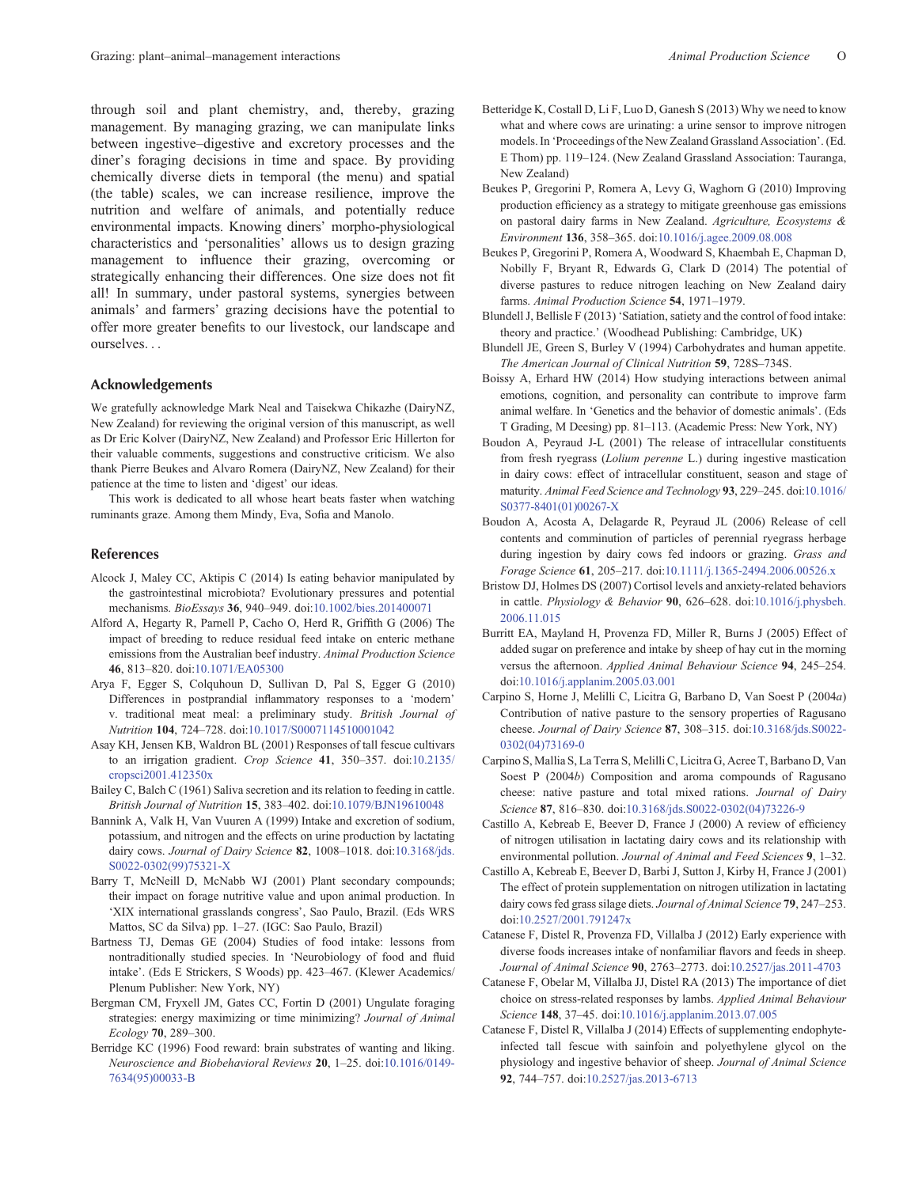through soil and plant chemistry, and, thereby, grazing management. By managing grazing, we can manipulate links between ingestive–digestive and excretory processes and the diner's foraging decisions in time and space. By providing chemically diverse diets in temporal (the menu) and spatial (the table) scales, we can increase resilience, improve the nutrition and welfare of animals, and potentially reduce environmental impacts. Knowing diners' morpho-physiological characteristics and 'personalities' allows us to design grazing management to influence their grazing, overcoming or strategically enhancing their differences. One size does not fit all! In summary, under pastoral systems, synergies between animals' and farmers' grazing decisions have the potential to offer more greater benefits to our livestock, our landscape and ourselves. . .

## Acknowledgements

We gratefully acknowledge Mark Neal and Taisekwa Chikazhe (DairyNZ, New Zealand) for reviewing the original version of this manuscript, as well as Dr Eric Kolver (DairyNZ, New Zealand) and Professor Eric Hillerton for their valuable comments, suggestions and constructive criticism. We also thank Pierre Beukes and Alvaro Romera (DairyNZ, New Zealand) for their patience at the time to listen and 'digest' our ideas.

This work is dedicated to all whose heart beats faster when watching ruminants graze. Among them Mindy, Eva, Sofia and Manolo.

## References

Alcock J, Maley CC, Aktipis C (2014) Is eating behavior manipulated by the gastrointestinal microbiota? Evolutionary pressures and potential mechanisms. *BioEssays* **36**, 940–949. doi:10.1002/bies.201400071

Alford A, Hegarty R, Parnell P, Cacho O, Herd R, Griffith G (2006) The impact of breeding to reduce residual feed intake on enteric methane emissions from the Australian beef industry. *Animal Production Science* **46**, 813–820. doi:10.1071/EA05300

Arya F, Egger S, Colquhoun D, Sullivan D, Pal S, Egger G (2010) Differences in postprandial inflammatory responses to a 'modern' v. traditional meat meal: a preliminary study. *British Journal of Nutrition* **104**, 724–728. doi:10.1017/S0007114510001042

Asay KH, Jensen KB, Waldron BL (2001) Responses of tall fescue cultivars to an irrigation gradient. *Crop Science* **41**, 350–357. doi:10.2135/cropsci2001.412350x

Bailey C, Balch C (1961) Saliva secretion and its relation to feeding in cattle. *British Journal of Nutrition* **15**, 383–402. doi:10.1079/BJN19610048

Bannink A, Valk H, Van Vuuren A (1999) Intake and excretion of sodium, potassium, and nitrogen and the effects on urine production by lactating dairy cows. *Journal of Dairy Science* **82**, 1008–1018. doi:10.3168/jds.S0022-0302(99)75321-X

Barry T, McNeill D, McNabb WJ (2001) Plant secondary compounds; their impact on forage nutritive value and upon animal production. In 'XIX international grasslands congress', Sao Paulo, Brazil. (Eds WRS Mattos, SC da Silva) pp. 1–27. (IGC: Sao Paulo, Brazil)

Bartness TJ, Demas GE (2004) Studies of food intake: lessons from nontraditionally studied species. In 'Neurobiology of food and fluid intake'. (Eds E Strickers, S Woods) pp. 423–467. (Klewer Academics/Plenum Publisher: New York, NY)

Bergman CM, Fryxell JM, Gates CC, Fortin D (2001) Ungulate foraging strategies: energy maximizing or time minimizing? *Journal of Animal Ecology* **70**, 289–300.

Berridge KC (1996) Food reward: brain substrates of wanting and liking. *Neuroscience and Biobehavioral Reviews* **20**, 1–25. doi:10.1016/0149-7634(95)00033-B

Betteridge K, Costall D, Li F, Luo D, Ganesh S (2013) Why we need to know what and where cows are urinating: a urine sensor to improve nitrogen models. In 'Proceedings of the New Zealand Grassland Association'. (Ed. E Thom) pp. 119–124. (New Zealand Grassland Association: Tauranga, New Zealand)

Beukes P, Gregorini P, Romera A, Levy G, Waghorn G (2010) Improving production efficiency as a strategy to mitigate greenhouse gas emissions on pastoral dairy farms in New Zealand. *Agriculture, Ecosystems & Environment* **136**, 358–365. doi:10.1016/j.agee.2009.08.008

Beukes P, Gregorini P, Romera A, Woodward S, Khaembah E, Chapman D, Nobilly F, Bryant R, Edwards G, Clark D (2014) The potential of diverse pastures to reduce nitrogen leaching on New Zealand dairy farms. *Animal Production Science* **54**, 1971–1979.

Blundell J, Bellisle F (2013) 'Satiation, satiety and the control of food intake: theory and practice.' (Woodhead Publishing: Cambridge, UK)

Blundell JE, Green S, Burley V (1994) Carbohydrates and human appetite. *The American Journal of Clinical Nutrition* **59**, 728S–734S.

Boissy A, Erhard HW (2014) How studying interactions between animal emotions, cognition, and personality can contribute to improve farm animal welfare. In 'Genetics and the behavior of domestic animals'. (Eds T Grading, M Deesing) pp. 81–113. (Academic Press: New York, NY)

Boudon A, Peyraud J-L (2001) The release of intracellular constituents from fresh ryegrass (*Lolium perenne* L.) during ingestive mastication in dairy cows: effect of intracellular constituent, season and stage of maturity. *Animal Feed Science and Technology* **93**, 229–245. doi:10.1016/S0377-8401(01)00267-X

Boudon A, Acosta A, Delagarde R, Peyraud JL (2006) Release of cell contents and comminution of particles of perennial ryegrass herbage during ingestion by dairy cows fed indoors or grazing. *Grass and Forage Science* **61**, 205–217. doi:10.1111/j.1365-2494.2006.00526.x

Bristow DJ, Holmes DS (2007) Cortisol levels and anxiety-related behaviors in cattle. *Physiology & Behavior* **90**, 626–628. doi:10.1016/j.physbeh.2006.11.015

Burritt EA, Mayland H, Provenza FD, Miller R, Burns J (2005) Effect of added sugar on preference and intake by sheep of hay cut in the morning versus the afternoon. *Applied Animal Behaviour Science* **94**, 245–254. doi:10.1016/j.applanim.2005.03.001

Carpino S, Horne J, Melilli C, Licitra G, Barbano D, Van Soest P (2004*a*) Contribution of native pasture to the sensory properties of Ragusano cheese. *Journal of Dairy Science* **87**, 308–315. doi:10.3168/jds.S0022-0302(04)73169-0

Carpino S, Mallia S, La Terra S, Melilli C, Licitra G, Acree T, Barbano D, Van Soest P (2004*b*) Composition and aroma compounds of Ragusano cheese: native pasture and total mixed rations. *Journal of Dairy Science* **87**, 816–830. doi:10.3168/jds.S0022-0302(04)73226-9

Castillo A, Kebreab E, Beever D, France J (2000) A review of efficiency of nitrogen utilisation in lactating dairy cows and its relationship with environmental pollution. *Journal of Animal and Feed Sciences* **9**, 1–32.

Castillo A, Kebreab E, Beever D, Barbi J, Sutton J, Kirby H, France J (2001) The effect of protein supplementation on nitrogen utilization in lactating dairy cows fed grass silage diets. *Journal of Animal Science* **79**, 247–253. doi:10.2527/2001.791247x

Catanese F, Distel R, Provenza FD, Villalba J (2012) Early experience with diverse foods increases intake of nonfamiliar flavors and feeds in sheep. *Journal of Animal Science* **90**, 2763–2773. doi:10.2527/jas.2011-4703

Catanese F, Obelar M, Villalba JJ, Distel RA (2013) The importance of diet choice on stress-related responses by lambs. *Applied Animal Behaviour Science* **148**, 37–45. doi:10.1016/j.applanim.2013.07.005

Catanese F, Distel R, Villalba J (2014) Effects of supplementing endophyte-infected tall fescue with sainfoin and polyethylene glycol on the physiology and ingestive behavior of sheep. *Journal of Animal Science* **92**, 744–757. doi:10.2527/jas.2013-6713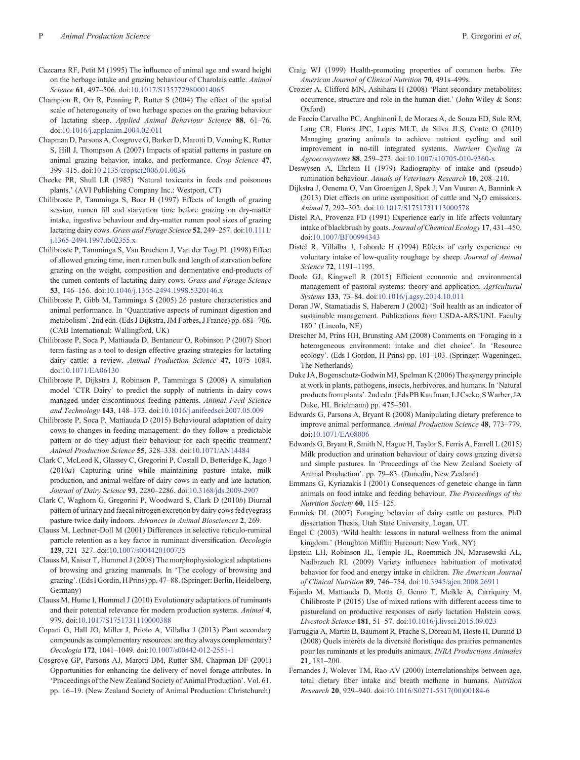Cazcarra RF, Petit M (1995) The influence of animal age and sward height on the herbage intake and grazing behaviour of Charolais cattle. *Animal Science* **61**, 497–506. doi:10.1017/S1357729800014065

Champion R, Orr R, Penning P, Rutter S (2004) The effect of the spatial scale of heterogeneity of two herbage species on the grazing behaviour of lactating sheep. *Applied Animal Behaviour Science* **88**, 61–76. doi:10.1016/j.applanim.2004.02.011

Chapman D, Parsons A, Cosgrove G, Barker D, Marotti D, Venning K, Rutter S, Hill J, Thompson A (2007) Impacts of spatial patterns in pasture on animal grazing behavior, intake, and performance. *Crop Science* **47**, 399–415. doi:10.2135/cropsci2006.01.0036

Cheeke PR, Shull LR (1985) 'Natural toxicants in feeds and poisonous plants.' (AVI Publishing Company Inc.: Westport, CT)

Chilibroste P, Tamminga S, Boer H (1997) Effects of length of grazing session, rumen fill and starvation time before grazing on dry-matter intake, ingestive behaviour and dry-matter rumen pool sizes of grazing lactating dairy cows. *Grass and Forage Science* **52**, 249–257. doi:10.1111/j.1365-2494.1997.tb02355.x

Chilibroste P, Tamminga S, Van Bruchem J, Van der Togt PL (1998) Effect of allowed grazing time, inert rumen bulk and length of starvation before grazing on the weight, composition and dermentative end-products of the rumen contents of lactating dairy cows. *Grass and Forage Science* **53**, 146–156. doi:10.1046/j.1365-2494.1998.5320146.x

Chilibroste P, Gibb M, Tamminga S (2005) 26 pasture characteristics and animal performance. In 'Quantitative aspects of ruminant digestion and metabolism'. 2nd edn. (Eds J Dijkstra, JM Forbes, J France) pp. 681–706. (CAB International: Wallingford, UK)

Chilibroste P, Soca P, Mattiauda D, Bentancur O, Robinson P (2007) Short term fasting as a tool to design effective grazing strategies for lactating dairy cattle: a review. *Animal Production Science* **47**, 1075–1084. doi:10.1071/EA06130

Chilibroste P, Dijkstra J, Robinson P, Tamminga S (2008) A simulation model 'CTR Dairy' to predict the supply of nutrients in dairy cows managed under discontinuous feeding patterns. *Animal Feed Science and Technology* **143**, 148–173. doi:10.1016/j.anifeedsci.2007.05.009

Chilibroste P, Soca P, Mattiauda D (2015) Behavioural adaptation of dairy cows to changes in feeding management: do they follow a predictable pattern or do they adjust their behaviour for each specific treatment? *Animal Production Science* **55**, 328–338. doi:10.1071/AN14484

Clark C, McLeod K, Glassey C, Gregorini P, Costall D, Betteridge K, Jago J (2010*a*) Capturing urine while maintaining pasture intake, milk production, and animal welfare of dairy cows in early and late lactation. *Journal of Dairy Science* **93**, 2280–2286. doi:10.3168/jds.2009-2907

Clark C, Waghorn G, Gregorini P, Woodward S, Clark D (2010*b*) Diurnal pattern of urinary and faecal nitrogen excretion by dairy cows fed ryegrass pasture twice daily indoors. *Advances in Animal Biosciences* **2**, 269.

Clauss M, Lechner-Doll M (2001) Differences in selective reticulo-ruminal particle retention as a key factor in ruminant diversification. *Oecologia* **129**, 321–327. doi:10.1007/s004420100735

Clauss M, Kaiser T, Hummel J (2008) The morphophysiological adaptations of browsing and grazing mammals. In 'The ecology of browsing and grazing'. (Eds I Gordin, H Prins) pp. 47–88. (Springer: Berlin, Heidelberg, Germany)

Clauss M, Hume I, Hummel J (2010) Evolutionary adaptations of ruminants and their potential relevance for modern production systems. *Animal* **4**, 979. doi:10.1017/S1751731110000388

Copani G, Hall JO, Miller J, Priolo A, Villalba J (2013) Plant secondary compounds as complementary resources: are they always complementary? *Oecologia* **172**, 1041–1049. doi:10.1007/s00442-012-2551-1

Cosgrove GP, Parsons AJ, Marotti DM, Rutter SM, Chapman DF (2001) Opportunities for enhancing the delivery of novel forage attributes. In 'Proceedings of the New Zealand Society of Animal Production'. Vol. 61. pp. 16–19. (New Zealand Society of Animal Production: Christchurch)

Craig WJ (1999) Health-promoting properties of common herbs. *The American Journal of Clinical Nutrition* **70**, 491s–499s.

Crozier A, Clifford MN, Ashihara H (2008) 'Plant secondary metabolites: occurrence, structure and role in the human diet.' (John Wiley & Sons: Oxford)

de Faccio Carvalho PC, Anghinoni I, de Moraes A, de Souza ED, Sulc RM, Lang CR, Flores JPC, Lopes MLT, da Silva JLS, Conte O (2010) Managing grazing animals to achieve nutrient cycling and soil improvement in no-till integrated systems. *Nutrient Cycling in Agroecosystems* **88**, 259–273. doi:10.1007/s10705-010-9360-x

Deswysen A, Ehrlein H (1979) Radiography of intake and (pseudo) rumination behaviour. *Annals of Veterinary Research* **10**, 208–210.

Dijkstra J, Oenema O, Van Groenigen J, Spek J, Van Vuuren A, Bannink A (2013) Diet effects on urine composition of cattle and $N_2O$ emissions. *Animal* **7**, 292–302. doi:10.1017/S1751731113000578

Distel RA, Provenza FD (1991) Experience early in life affects voluntary intake of blackbrush by goats. *Journal of Chemical Ecology* **17**, 431–450. doi:10.1007/BF00994343

Distel R, Villalba J, Laborde H (1994) Effects of early experience on voluntary intake of low-quality roughage by sheep. *Journal of Animal Science* **72**, 1191–1195.

Doole GJ, Kingwell R (2015) Efficient economic and environmental management of pastoral systems: theory and application. *Agricultural Systems* **133**, 73–84. doi:10.1016/j.agsy.2014.10.011

Doran JW, Stamatiadis S, Haberern J (2002) 'Soil health as an indicator of sustainable management. Publications from USDA-ARS/UNL Faculty 180.' (Lincoln, NE)

Drescher M, Prins HH, Brunsting AM (2008) Comments on 'Foraging in a heterogeneous environment: intake and diet choice'. In 'Resource ecology'. (Eds I Gordon, H Prins) pp. 101–103. (Springer: Wageningen, The Netherlands)

Duke JA, Bogenschutz-Godwin MJ, Spelman K (2006) The synergy principle at work in plants, pathogens, insects, herbivores, and humans. In 'Natural products from plants'. 2nd edn. (Eds PB Kaufman, LJ Cseke, S Warber, JA Duke, HL Brielmann) pp. 475–501.

Edwards G, Parsons A, Bryant R (2008) Manipulating dietary preference to improve animal performance. *Animal Production Science* **48**, 773–779. doi:10.1071/EA08006

Edwards G, Bryant R, Smith N, Hague H, Taylor S, Ferris A, Farrell L (2015) Milk production and urination behaviour of dairy cows grazing diverse and simple pastures. In 'Proceedings of the New Zealand Society of Animal Production'. pp. 79–83. (Dunedin, New Zealand)

Emmans G, Kyriazakis I (2001) Consequences of geneteic change in farm animals on food intake and feeding behaviour. *The Proceedings of the Nutrition Society* **60**, 115–125.

Emmick DL (2007) Foraging behavior of dairy cattle on pastures. PhD dissertation Thesis, Utah State University, Logan, UT.

Engel C (2003) 'Wild health: lessons in natural wellness from the animal kingdom.' (Houghton Mifflin Harcourt: New York, NY)

Epstein LH, Robinson JL, Temple JL, Roemmich JN, Marusewski AL, Nadbrzuch RL (2009) Variety influences habituation of motivated behavior for food and energy intake in children. *The American Journal of Clinical Nutrition* **89**, 746–754. doi:10.3945/ajcn.2008.26911

Fajardo M, Mattiauda D, Motta G, Genro T, Meikle A, Carriquiry M, Chilibroste P (2015) Use of mixed rations with different access time to pastureland on productive responses of early lactation Holstein cows. *Livestock Science* **181**, 51–57. doi:10.1016/j.livsci.2015.09.023

Farruggia A, Martin B, Baumont R, Prache S, Doreau M, Hoste H, Durand D (2008) Quels intérêts de la diversité floristique des prairies permanentes pour les ruminants et les produits animaux. *INRA Productions Animales* **21**, 181–200.

Fernandes J, Wolever TM, Rao AV (2000) Interrelationships between age, total dietary fiber intake and breath methane in humans. *Nutrition Research* **20**, 929–940. doi:10.1016/S0271-5317(00)00184-6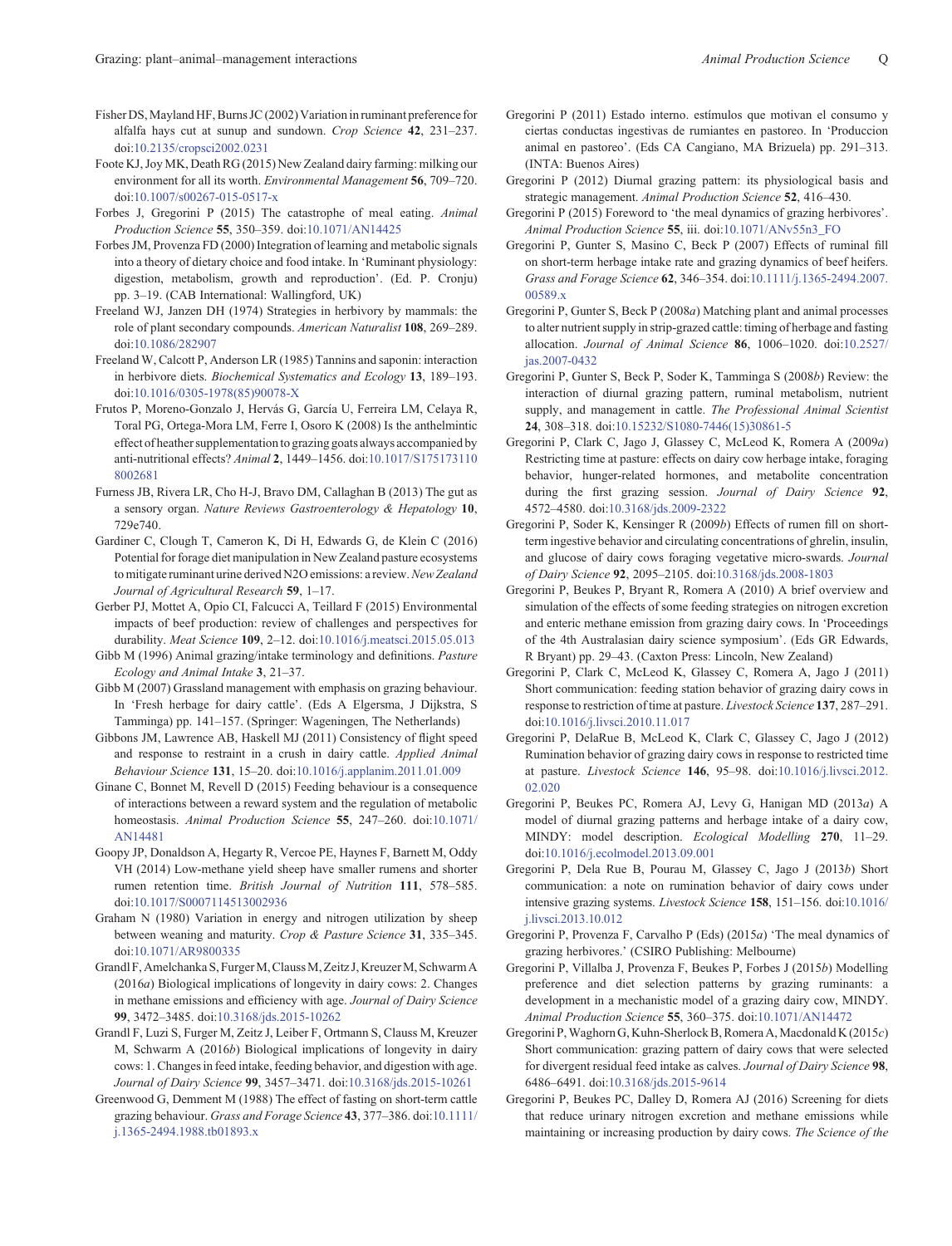Fisher DS, Mayland HF, Burns JC (2002) Variation in ruminant preference for alfalfa hays cut at sunup and sundown. *Crop Science* **42**, 231–237. doi:10.2135/cropsci2002.0231

Foote KJ, Joy MK, Death RG (2015) New Zealand dairy farming: milking our environment for all its worth. *Environmental Management* **56**, 709–720. doi:10.1007/s00267-015-0517-x

Forbes J, Gregorini P (2015) The catastrophe of meal eating. *Animal Production Science* **55**, 350–359. doi:10.1071/AN14425

Forbes JM, Provenza FD (2000) Integration of learning and metabolic signals into a theory of dietary choice and food intake. In 'Ruminant physiology: digestion, metabolism, growth and reproduction'. (Ed. P. Cronju) pp. 3–19. (CAB International: Wallingford, UK)

Freeland WJ, Janzen DH (1974) Strategies in herbivory by mammals: the role of plant secondary compounds. *American Naturalist* **108**, 269–289. doi:10.1086/282907

Freeland W, Calcott P, Anderson LR (1985) Tannins and saponin: interaction in herbivore diets. *Biochemical Systematics and Ecology* **13**, 189–193. doi:10.1016/0305-1978(85)90078-X

Frutos P, Moreno-Gonzalo J, Hervás G, García U, Ferreira LM, Celaya R, Toral PG, Ortega-Mora LM, Ferre I, Osoro K (2008) Is the anthelmintic effect of heather supplementation to grazing goats always accompanied by anti-nutritional effects? *Animal* **2**, 1449–1456. doi:10.1017/S1751731108002681

Furness JB, Rivera LR, Cho H-J, Bravo DM, Callaghan B (2013) The gut as a sensory organ. *Nature Reviews Gastroenterology & Hepatology* **10**, 729e740.

Gardiner C, Clough T, Cameron K, Di H, Edwards G, de Klein C (2016) Potential for forage diet manipulation in New Zealand pasture ecosystems to mitigate ruminant urine derived N2O emissions: a review. *New Zealand Journal of Agricultural Research* **59**, 1–17.

Gerber PJ, Mottet A, Opio CI, Falcucci A, Teillard F (2015) Environmental impacts of beef production: review of challenges and perspectives for durability. *Meat Science* **109**, 2–12. doi:10.1016/j.meatsci.2015.05.013

Gibb M (1996) Animal grazing/intake terminology and definitions. *Pasture Ecology and Animal Intake* **3**, 21–37.

Gibb M (2007) Grassland management with emphasis on grazing behaviour. In 'Fresh herbage for dairy cattle'. (Eds A Elgersma, J Dijkstra, S Tamminga) pp. 141–157. (Springer: Wageningen, The Netherlands)

Gibbons JM, Lawrence AB, Haskell MJ (2011) Consistency of flight speed and response to restraint in a crush in dairy cattle. *Applied Animal Behaviour Science* **131**, 15–20. doi:10.1016/j.applanim.2011.01.009

Ginane C, Bonnet M, Revell D (2015) Feeding behaviour is a consequence of interactions between a reward system and the regulation of metabolic homeostasis. *Animal Production Science* **55**, 247–260. doi:10.1071/AN14481

Goopy JP, Donaldson A, Hegarty R, Vercoe PE, Haynes F, Barnett M, Oddy VH (2014) Low-methane yield sheep have smaller rumens and shorter rumen retention time. *British Journal of Nutrition* **111**, 578–585. doi:10.1017/S0007114513002936

Graham N (1980) Variation in energy and nitrogen utilization by sheep between weaning and maturity. *Crop & Pasture Science* **31**, 335–345. doi:10.1071/AR9800335

Grandl F, Amelchanka S, Furger M, Clauss M, Zeitz J, Kreuzer M, Schwarm A (2016*a*) Biological implications of longevity in dairy cows: 2. Changes in methane emissions and efficiency with age. *Journal of Dairy Science* **99**, 3472–3485. doi:10.3168/jds.2015-10262

Grandl F, Luzi S, Furger M, Zeitz J, Leiber F, Ortmann S, Clauss M, Kreuzer M, Schwarm A (2016*b*) Biological implications of longevity in dairy cows: 1. Changes in feed intake, feeding behavior, and digestion with age. *Journal of Dairy Science* **99**, 3457–3471. doi:10.3168/jds.2015-10261

Greenwood G, Demment M (1988) The effect of fasting on short-term cattle grazing behaviour. *Grass and Forage Science* **43**, 377–386. doi:10.1111/j.1365-2494.1988.tb01893.x

Gregorini P (2011) Estado interno. estímulos que motivan el consumo y ciertas conductas ingestivas de rumiantes en pastoreo. In 'Produccion animal en pastoreo'. (Eds CA Cangiano, MA Brizuela) pp. 291–313. (INTA: Buenos Aires)

Gregorini P (2012) Diurnal grazing pattern: its physiological basis and strategic management. *Animal Production Science* **52**, 416–430.

Gregorini P (2015) Foreword to 'the meal dynamics of grazing herbivores'. *Animal Production Science* **55**, iii. doi:10.1071/ANv55n3_FO

Gregorini P, Gunter S, Masino C, Beck P (2007) Effects of ruminal fill on short-term herbage intake rate and grazing dynamics of beef heifers. *Grass and Forage Science* **62**, 346–354. doi:10.1111/j.1365-2494.2007.00589.x

Gregorini P, Gunter S, Beck P (2008*a*) Matching plant and animal processes to alter nutrient supply in strip-grazed cattle: timing of herbage and fasting allocation. *Journal of Animal Science* **86**, 1006–1020. doi:10.2527/jas.2007-0432

Gregorini P, Gunter S, Beck P, Soder K, Tamminga S (2008*b*) Review: the interaction of diurnal grazing pattern, ruminal metabolism, nutrient supply, and management in cattle. *The Professional Animal Scientist* **24**, 308–318. doi:10.15232/S1080-7446(15)30861-5

Gregorini P, Clark C, Jago J, Glassey C, McLeod K, Romera A (2009*a*) Restricting time at pasture: effects on dairy cow herbage intake, foraging behavior, hunger-related hormones, and metabolite concentration during the first grazing session. *Journal of Dairy Science* **92**, 4572–4580. doi:10.3168/jds.2009-2322

Gregorini P, Soder K, Kensinger R (2009*b*) Effects of rumen fill on short-term ingestive behavior and circulating concentrations of ghrelin, insulin, and glucose of dairy cows foraging vegetative micro-swards. *Journal of Dairy Science* **92**, 2095–2105. doi:10.3168/jds.2008-1803

Gregorini P, Beukes P, Bryant R, Romera A (2010) A brief overview and simulation of the effects of some feeding strategies on nitrogen excretion and enteric methane emission from grazing dairy cows. In 'Proceedings of the 4th Australasian dairy science symposium'. (Eds GR Edwards, R Bryant) pp. 29–43. (Caxton Press: Lincoln, New Zealand)

Gregorini P, Clark C, McLeod K, Glassey C, Romera A, Jago J (2011) Short communication: feeding station behavior of grazing dairy cows in response to restriction of time at pasture. *Livestock Science* **137**, 287–291. doi:10.1016/j.livsci.2010.11.017

Gregorini P, DelaRue B, McLeod K, Clark C, Glassey C, Jago J (2012) Rumination behavior of grazing dairy cows in response to restricted time at pasture. *Livestock Science* **146**, 95–98. doi:10.1016/j.livsci.2012.02.020

Gregorini P, Beukes PC, Romera AJ, Levy G, Hanigan MD (2013*a*) A model of diurnal grazing patterns and herbage intake of a dairy cow, MINDY: model description. *Ecological Modelling* **270**, 11–29. doi:10.1016/j.ecolmodel.2013.09.001

Gregorini P, Dela Rue B, Pourau M, Glassey C, Jago J (2013*b*) Short communication: a note on rumination behavior of dairy cows under intensive grazing systems. *Livestock Science* **158**, 151–156. doi:10.1016/j.livsci.2013.10.012

Gregorini P, Provenza F, Carvalho P (Eds) (2015*a*) 'The meal dynamics of grazing herbivores.' (CSIRO Publishing: Melbourne)

Gregorini P, Villalba J, Provenza F, Beukes P, Forbes J (2015*b*) Modelling preference and diet selection patterns by grazing ruminants: a development in a mechanistic model of a grazing dairy cow, MINDY. *Animal Production Science* **55**, 360–375. doi:10.1071/AN14472

Gregorini P, Waghorn G, Kuhn-Sherlock B, Romera A, Macdonald K (2015*c*) Short communication: grazing pattern of dairy cows that were selected for divergent residual feed intake as calves. *Journal of Dairy Science* **98**, 6486–6491. doi:10.3168/jds.2015-9614

Gregorini P, Beukes PC, Dalley D, Romera AJ (2016) Screening for diets that reduce urinary nitrogen excretion and methane emissions while maintaining or increasing production by dairy cows. *The Science of the*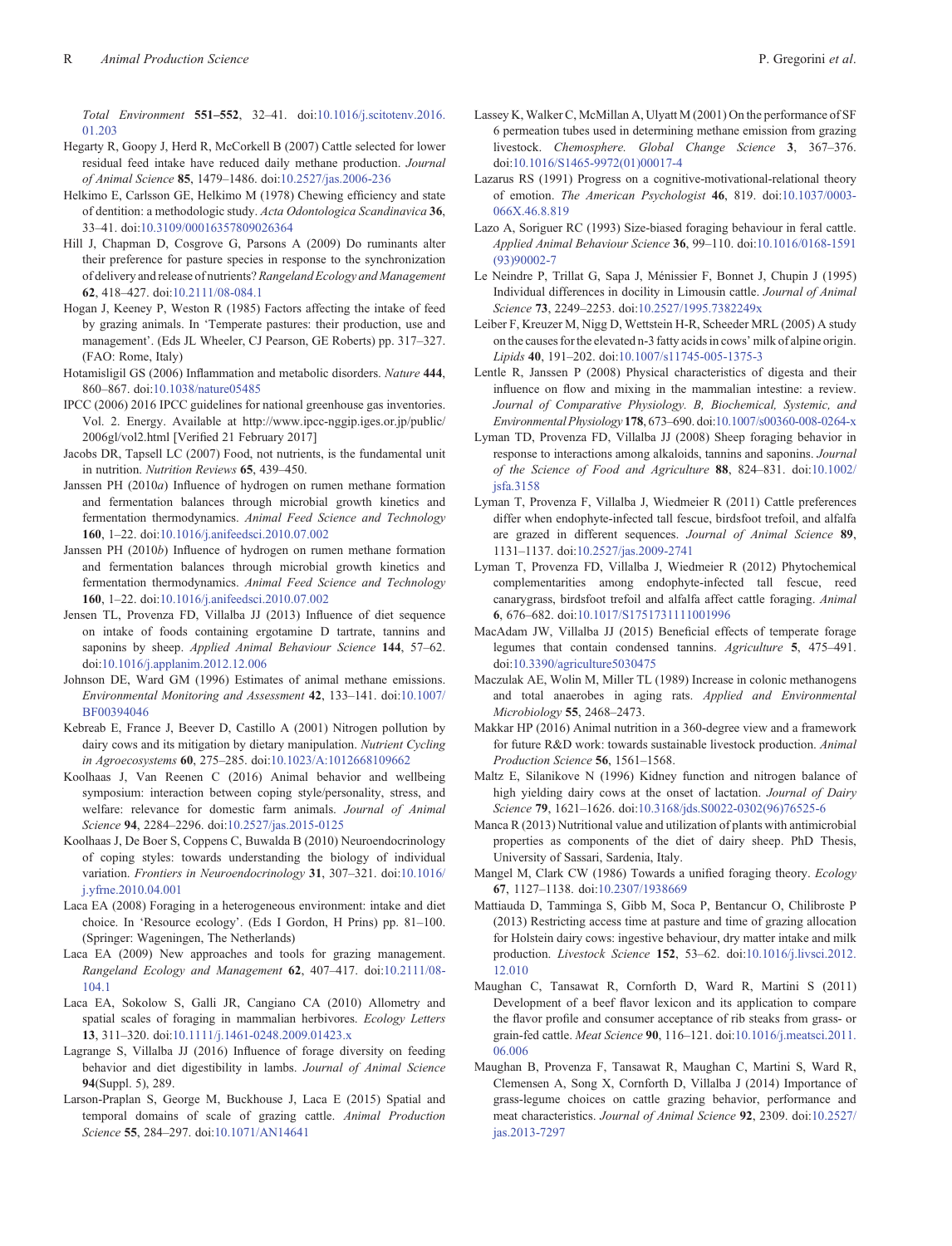*Total Environment* **551–552**, 32–41. doi:10.1016/j.scitotenv.2016.01.203

Hegarty R, Goopy J, Herd R, McCorkell B (2007) Cattle selected for lower residual feed intake have reduced daily methane production. *Journal of Animal Science* **85**, 1479–1486. doi:10.2527/jas.2006-236

Helkimo E, Carlsson GE, Helkimo M (1978) Chewing efficiency and state of dentition: a methodologic study. *Acta Odontologica Scandinavica* **36**, 33–41. doi:10.3109/00016357809026364

Hill J, Chapman D, Cosgrove G, Parsons A (2009) Do ruminants alter their preference for pasture species in response to the synchronization of delivery and release of nutrients? *Rangeland Ecology and Management* **62**, 418–427. doi:10.2111/08-084.1

Hogan J, Keeney P, Weston R (1985) Factors affecting the intake of feed by grazing animals. In 'Temperate pastures: their production, use and management'. (Eds JL Wheeler, CJ Pearson, GE Roberts) pp. 317–327. (FAO: Rome, Italy)

Hotamisligil GS (2006) Inflammation and metabolic disorders. *Nature* **444**, 860–867. doi:10.1038/nature05485

IPCC (2006) 2016 IPCC guidelines for national greenhouse gas inventories. Vol. 2. Energy. Available at http://www.ipcc-nggip.iges.or.jp/public/2006gl/vol2.html [Verified 21 February 2017]

Jacobs DR, Tapsell LC (2007) Food, not nutrients, is the fundamental unit in nutrition. *Nutrition Reviews* **65**, 439–450.

Janssen PH (2010*a*) Influence of hydrogen on rumen methane formation and fermentation balances through microbial growth kinetics and fermentation thermodynamics. *Animal Feed Science and Technology* **160**, 1–22. doi:10.1016/j.anifeedsci.2010.07.002

Janssen PH (2010*b*) Influence of hydrogen on rumen methane formation and fermentation balances through microbial growth kinetics and fermentation thermodynamics. *Animal Feed Science and Technology* **160**, 1–22. doi:10.1016/j.anifeedsci.2010.07.002

Jensen TL, Provenza FD, Villalba JJ (2013) Influence of diet sequence on intake of foods containing ergotamine D tartrate, tannins and saponins by sheep. *Applied Animal Behaviour Science* **144**, 57–62. doi:10.1016/j.applanim.2012.12.006

Johnson DE, Ward GM (1996) Estimates of animal methane emissions. *Environmental Monitoring and Assessment* **42**, 133–141. doi:10.1007/BF00394046

Kebreab E, France J, Beever D, Castillo A (2001) Nitrogen pollution by dairy cows and its mitigation by dietary manipulation. *Nutrient Cycling in Agroecosystems* **60**, 275–285. doi:10.1023/A:1012668109662

Koolhaas J, Van Reenen C (2016) Animal behavior and wellbeing symposium: interaction between coping style/personality, stress, and welfare: relevance for domestic farm animals. *Journal of Animal Science* **94**, 2284–2296. doi:10.2527/jas.2015-0125

Koolhaas J, De Boer S, Coppens C, Buwalda B (2010) Neuroendocrinology of coping styles: towards understanding the biology of individual variation. *Frontiers in Neuroendocrinology* **31**, 307–321. doi:10.1016/j.yfrne.2010.04.001

Laca EA (2008) Foraging in a heterogeneous environment: intake and diet choice. In 'Resource ecology'. (Eds I Gordon, H Prins) pp. 81–100. (Springer: Wageningen, The Netherlands)

Laca EA (2009) New approaches and tools for grazing management. *Rangeland Ecology and Management* **62**, 407–417. doi:10.2111/08-104.1

Laca EA, Sokolow S, Galli JR, Cangiano CA (2010) Allometry and spatial scales of foraging in mammalian herbivores. *Ecology Letters* **13**, 311–320. doi:10.1111/j.1461-0248.2009.01423.x

Lagrange S, Villalba JJ (2016) Influence of forage diversity on feeding behavior and diet digestibility in lambs. *Journal of Animal Science* **94**(Suppl. 5), 289.

Larson-Praplan S, George M, Buckhouse J, Laca E (2015) Spatial and temporal domains of scale of grazing cattle. *Animal Production Science* **55**, 284–297. doi:10.1071/AN14641

Lassey K, Walker C, McMillan A, Ulyatt M (2001) On the performance of SF 6 permeation tubes used in determining methane emission from grazing livestock. *Chemosphere. Global Change Science* **3**, 367–376. doi:10.1016/S1465-9972(01)00017-4

Lazarus RS (1991) Progress on a cognitive-motivational-relational theory of emotion. *The American Psychologist* **46**, 819. doi:10.1037/0003-066X.46.8.819

Lazo A, Soriguer RC (1993) Size-biased foraging behaviour in feral cattle. *Applied Animal Behaviour Science* **36**, 99–110. doi:10.1016/0168-1591(93)90002-7

Le Neindre P, Trillat G, Sapa J, Ménissier F, Bonnet J, Chupin J (1995) Individual differences in docility in Limousin cattle. *Journal of Animal Science* **73**, 2249–2253. doi:10.2527/1995.7382249x

Leiber F, Kreuzer M, Nigg D, Wettstein H-R, Scheeder MRL (2005) A study on the causes for the elevated n-3 fatty acids in cows' milk of alpine origin. *Lipids* **40**, 191–202. doi:10.1007/s11745-005-1375-3

Lentle R, Janssen P (2008) Physical characteristics of digesta and their influence on flow and mixing in the mammalian intestine: a review. *Journal of Comparative Physiology. B, Biochemical, Systemic, and Environmental Physiology* **178**, 673–690. doi:10.1007/s00360-008-0264-x

Lyman TD, Provenza FD, Villalba JJ (2008) Sheep foraging behavior in response to interactions among alkaloids, tannins and saponins. *Journal of the Science of Food and Agriculture* **88**, 824–831. doi:10.1002/jsfa.3158

Lyman T, Provenza F, Villalba J, Wiedmeier R (2011) Cattle preferences differ when endophyte-infected tall fescue, birdsfoot trefoil, and alfalfa are grazed in different sequences. *Journal of Animal Science* **89**, 1131–1137. doi:10.2527/jas.2009-2741

Lyman T, Provenza FD, Villalba J, Wiedmeier R (2012) Phytochemical complementarities among endophyte-infected tall fescue, reed canarygrass, birdsfoot trefoil and alfalfa affect cattle foraging. *Animal* **6**, 676–682. doi:10.1017/S1751731111001996

MacAdam JW, Villalba JJ (2015) Beneficial effects of temperate forage legumes that contain condensed tannins. *Agriculture* **5**, 475–491. doi:10.3390/agriculture5030475

Maczulak AE, Wolin M, Miller TL (1989) Increase in colonic methanogens and total anaerobes in aging rats. *Applied and Environmental Microbiology* **55**, 2468–2473.

Makkar HP (2016) Animal nutrition in a 360-degree view and a framework for future R&D work: towards sustainable livestock production. *Animal Production Science* **56**, 1561–1568.

Maltz E, Silanikove N (1996) Kidney function and nitrogen balance of high yielding dairy cows at the onset of lactation. *Journal of Dairy Science* **79**, 1621–1626. doi:10.3168/jds.S0022-0302(96)76525-6

Manca R (2013) Nutritional value and utilization of plants with antimicrobial properties as components of the diet of dairy sheep. PhD Thesis, University of Sassari, Sardenia, Italy.

Mangel M, Clark CW (1986) Towards a unified foraging theory. *Ecology* **67**, 1127–1138. doi:10.2307/1938669

Mattiauda D, Tamminga S, Gibb M, Soca P, Bentancur O, Chilibroste P (2013) Restricting access time at pasture and time of grazing allocation for Holstein dairy cows: ingestive behaviour, dry matter intake and milk production. *Livestock Science* **152**, 53–62. doi:10.1016/j.livsci.2012.12.010

Maughan C, Tansawat R, Cornforth D, Ward R, Martini S (2011) Development of a beef flavor lexicon and its application to compare the flavor profile and consumer acceptance of rib steaks from grass- or grain-fed cattle. *Meat Science* **90**, 116–121. doi:10.1016/j.meatsci.2011.06.006

Maughan B, Provenza F, Tansawat R, Maughan C, Martini S, Ward R, Clemensen A, Song X, Cornforth D, Villalba J (2014) Importance of grass-legume choices on cattle grazing behavior, performance and meat characteristics. *Journal of Animal Science* **92**, 2309. doi:10.2527/jas.2013-7297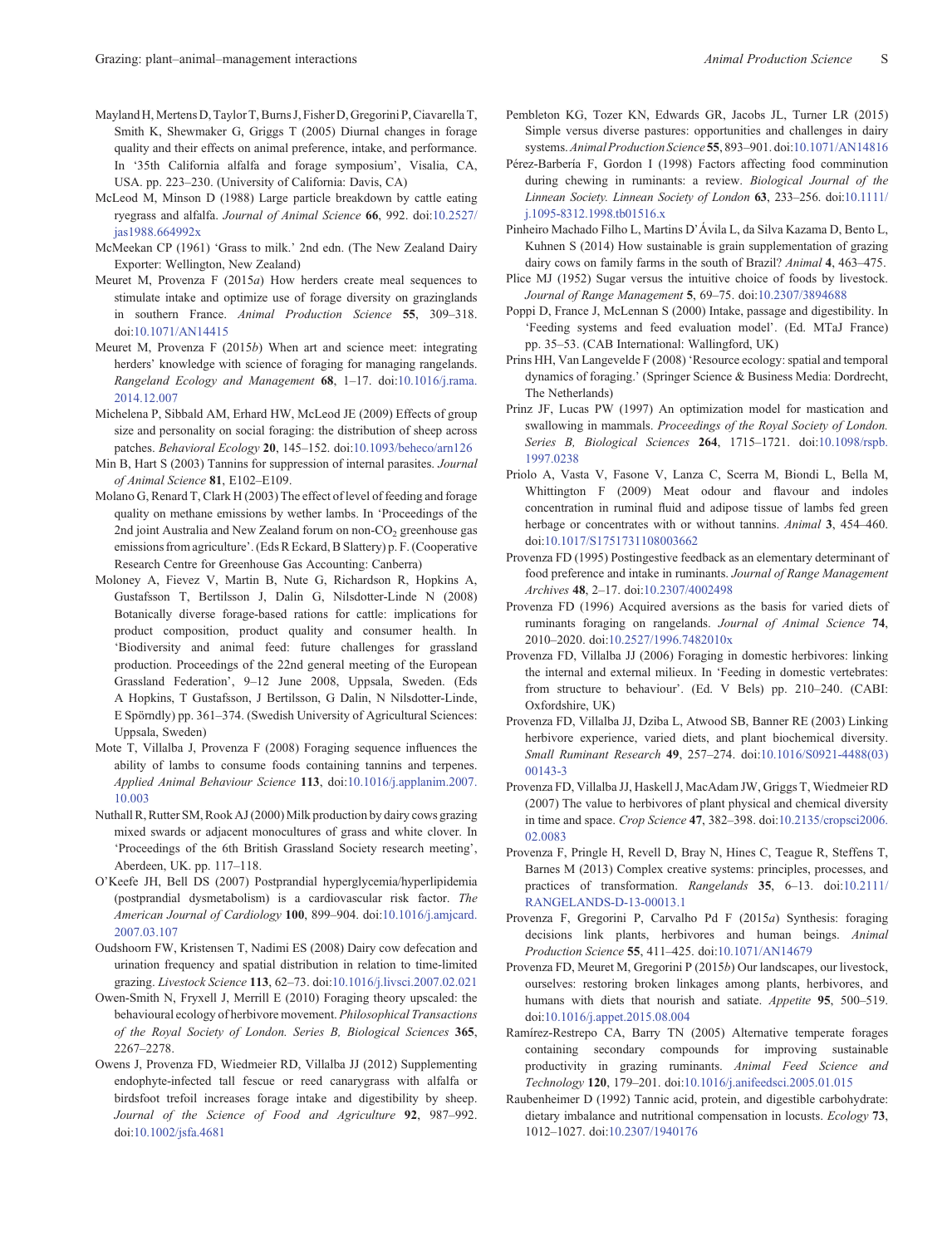Mayland H, Mertens D, Taylor T, Burns J, Fisher D, Gregorini P, Ciavarella T, Smith K, Shewmaker G, Griggs T (2005) Diurnal changes in forage quality and their effects on animal preference, intake, and performance. In '35th California alfalfa and forage symposium', Visalia, CA, USA. pp. 223–230. (University of California: Davis, CA)

McLeod M, Minson D (1988) Large particle breakdown by cattle eating ryegrass and alfalfa. *Journal of Animal Science* **66**, 992. doi:10.2527/jas1988.664992x

McMeekan CP (1961) 'Grass to milk.' 2nd edn. (The New Zealand Dairy Exporter: Wellington, New Zealand)

Meuret M, Provenza F (2015*a*) How herders create meal sequences to stimulate intake and optimize use of forage diversity on grazinglands in southern France. *Animal Production Science* **55**, 309–318. doi:10.1071/AN14415

Meuret M, Provenza F (2015*b*) When art and science meet: integrating herders' knowledge with science of foraging for managing rangelands. *Rangeland Ecology and Management* **68**, 1–17. doi:10.1016/j.rama.2014.12.007

Michelena P, Sibbald AM, Erhard HW, McLeod JE (2009) Effects of group size and personality on social foraging: the distribution of sheep across patches. *Behavioral Ecology* **20**, 145–152. doi:10.1093/beheco/arn126

Min B, Hart S (2003) Tannins for suppression of internal parasites. *Journal of Animal Science* **81**, E102–E109.

Molano G, Renard T, Clark H (2003) The effect of level of feeding and forage quality on methane emissions by wether lambs. In 'Proceedings of the 2nd joint Australia and New Zealand forum on non-$CO_2$ greenhouse gas emissions from agriculture'. (Eds R Eckard, B Slattery) p. F. (Cooperative Research Centre for Greenhouse Gas Accounting: Canberra)

Moloney A, Fievez V, Martin B, Nute G, Richardson R, Hopkins A, Gustafsson T, Bertilsson J, Dalin G, Nilsdotter-Linde N (2008) Botanically diverse forage-based rations for cattle: implications for product composition, product quality and consumer health. In 'Biodiversity and animal feed: future challenges for grassland production. Proceedings of the 22nd general meeting of the European Grassland Federation', 9–12 June 2008, Uppsala, Sweden. (Eds A Hopkins, T Gustafsson, J Bertilsson, G Dalin, N Nilsdotter-Linde, E Spörndly) pp. 361–374. (Swedish University of Agricultural Sciences: Uppsala, Sweden)

Mote T, Villalba J, Provenza F (2008) Foraging sequence influences the ability of lambs to consume foods containing tannins and terpenes. *Applied Animal Behaviour Science* **113**, doi:10.1016/j.applanim.2007.10.003

Nuthall R, Rutter SM, Rook AJ (2000) Milk production by dairy cows grazing mixed swards or adjacent monocultures of grass and white clover. In 'Proceedings of the 6th British Grassland Society research meeting', Aberdeen, UK. pp. 117–118.

O'Keefe JH, Bell DS (2007) Postprandial hyperglycemia/hyperlipidemia (postprandial dysmetabolism) is a cardiovascular risk factor. *The American Journal of Cardiology* **100**, 899–904. doi:10.1016/j.amjcard.2007.03.107

Oudshoorn FW, Kristensen T, Nadimi ES (2008) Dairy cow defecation and urination frequency and spatial distribution in relation to time-limited grazing. *Livestock Science* **113**, 62–73. doi:10.1016/j.livsci.2007.02.021

Owen-Smith N, Fryxell J, Merrill E (2010) Foraging theory upscaled: the behavioural ecology of herbivore movement. *Philosophical Transactions of the Royal Society of London. Series B, Biological Sciences* **365**, 2267–2278.

Owens J, Provenza FD, Wiedmeier RD, Villalba JJ (2012) Supplementing endophyte-infected tall fescue or reed canarygrass with alfalfa or birdsfoot trefoil increases forage intake and digestibility by sheep. *Journal of the Science of Food and Agriculture* **92**, 987–992. doi:10.1002/jsfa.4681

Pembleton KG, Tozer KN, Edwards GR, Jacobs JL, Turner LR (2015) Simple versus diverse pastures: opportunities and challenges in dairy systems. *Animal Production Science* **55**, 893–901. doi:10.1071/AN14816

Pérez-Barbería F, Gordon I (1998) Factors affecting food comminution during chewing in ruminants: a review. *Biological Journal of the Linnean Society. Linnean Society of London* **63**, 233–256. doi:10.1111/j.1095-8312.1998.tb01516.x

Pinheiro Machado Filho L, Martins D'Ávila L, da Silva Kazama D, Bento L, Kuhnen S (2014) How sustainable is grain supplementation of grazing dairy cows on family farms in the south of Brazil? *Animal* **4**, 463–475.

Plice MJ (1952) Sugar versus the intuitive choice of foods by livestock. *Journal of Range Management* **5**, 69–75. doi:10.2307/3894688

Poppi D, France J, McLennan S (2000) Intake, passage and digestibility. In 'Feeding systems and feed evaluation model'. (Ed. MTaJ France) pp. 35–53. (CAB International: Wallingford, UK)

Prins HH, Van Langevelde F (2008) 'Resource ecology: spatial and temporal dynamics of foraging.' (Springer Science & Business Media: Dordrecht, The Netherlands)

Prinz JF, Lucas PW (1997) An optimization model for mastication and swallowing in mammals. *Proceedings of the Royal Society of London. Series B, Biological Sciences* **264**, 1715–1721. doi:10.1098/rspb.1997.0238

Priolo A, Vasta V, Fasone V, Lanza C, Scerra M, Biondi L, Bella M, Whittington F (2009) Meat odour and flavour and indoles concentration in ruminal fluid and adipose tissue of lambs fed green herbage or concentrates with or without tannins. *Animal* **3**, 454–460. doi:10.1017/S1751731108003662

Provenza FD (1995) Postingestive feedback as an elementary determinant of food preference and intake in ruminants. *Journal of Range Management Archives* **48**, 2–17. doi:10.2307/4002498

Provenza FD (1996) Acquired aversions as the basis for varied diets of ruminants foraging on rangelands. *Journal of Animal Science* **74**, 2010–2020. doi:10.2527/1996.7482010x

Provenza FD, Villalba JJ (2006) Foraging in domestic herbivores: linking the internal and external milieux. In 'Feeding in domestic vertebrates: from structure to behaviour'. (Ed. V Bels) pp. 210–240. (CABI: Oxfordshire, UK)

Provenza FD, Villalba JJ, Dziba L, Atwood SB, Banner RE (2003) Linking herbivore experience, varied diets, and plant biochemical diversity. *Small Ruminant Research* **49**, 257–274. doi:10.1016/S0921-4488(03)00143-3

Provenza FD, Villalba JJ, Haskell J, MacAdam JW, Griggs T, Wiedmeier RD (2007) The value to herbivores of plant physical and chemical diversity in time and space. *Crop Science* **47**, 382–398. doi:10.2135/cropsci2006.02.0083

Provenza F, Pringle H, Revell D, Bray N, Hines C, Teague R, Steffens T, Barnes M (2013) Complex creative systems: principles, processes, and practices of transformation. *Rangelands* **35**, 6–13. doi:10.2111/RANGELANDS-D-13-00013.1

Provenza F, Gregorini P, Carvalho Pd F (2015*a*) Synthesis: foraging decisions link plants, herbivores and human beings. *Animal Production Science* **55**, 411–425. doi:10.1071/AN14679

Provenza FD, Meuret M, Gregorini P (2015*b*) Our landscapes, our livestock, ourselves: restoring broken linkages among plants, herbivores, and humans with diets that nourish and satiate. *Appetite* **95**, 500–519. doi:10.1016/j.appet.2015.08.004

Ramírez-Restrepo CA, Barry TN (2005) Alternative temperate forages containing secondary compounds for improving sustainable productivity in grazing ruminants. *Animal Feed Science and Technology* **120**, 179–201. doi:10.1016/j.anifeedsci.2005.01.015

Raubenheimer D (1992) Tannic acid, protein, and digestible carbohydrate: dietary imbalance and nutritional compensation in locusts. *Ecology* **73**, 1012–1027. doi:10.2307/1940176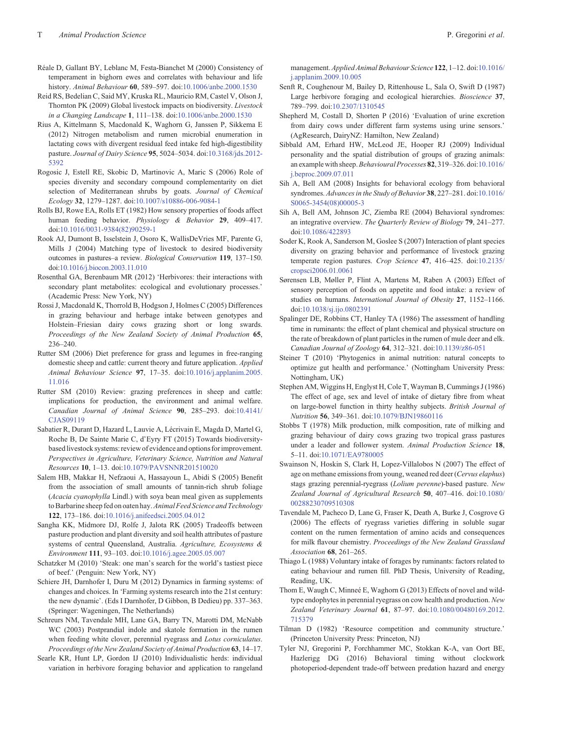Réale D, Gallant BY, Leblanc M, Festa-Bianchet M (2000) Consistency of temperament in bighorn ewes and correlates with behaviour and life history. *Animal Behaviour* **60**, 589–597. doi:10.1006/anbe.2000.1530

Reid RS, Bedelian C, Said MY, Kruska RL, Mauricio RM, Castel V, Olson J, Thornton PK (2009) Global livestock impacts on biodiversity. *Livestock in a Changing Landscape* **1**, 111–138. doi:10.1006/anbe.2000.1530

Rius A, Kittelmann S, Macdonald K, Waghorn G, Janssen P, Sikkema E (2012) Nitrogen metabolism and rumen microbial enumeration in lactating cows with divergent residual feed intake fed high-digestibility pasture. *Journal of Dairy Science* **95**, 5024–5034. doi:10.3168/jds.2012-5392

Rogosic J, Estell RE, Skobic D, Martinovic A, Maric S (2006) Role of species diversity and secondary compound complementarity on diet selection of Mediterranean shrubs by goats. *Journal of Chemical Ecology* **32**, 1279–1287. doi:10.1007/s10886-006-9084-1

Rolls BJ, Rowe EA, Rolls ET (1982) How sensory properties of foods affect human feeding behavior. *Physiology & Behavior* **29**, 409–417. doi:10.1016/0031-9384(82)90259-1

Rook AJ, Dumont B, Isselstein J, Osoro K, WallisDeVries MF, Parente G, Mills J (2004) Matching type of livestock to desired biodiversity outcomes in pastures–a review. *Biological Conservation* **119**, 137–150. doi:10.1016/j.biocon.2003.11.010

Rosenthal GA, Berenbaum MR (2012) 'Herbivores: their interactions with secondary plant metabolites: ecological and evolutionary processes.' (Academic Press: New York, NY)

Rossi J, Macdonald K, Thorrold B, Hodgson J, Holmes C (2005) Differences in grazing behaviour and herbage intake between genotypes and Holstein–Friesian dairy cows grazing short or long swards. *Proceedings of the New Zealand Society of Animal Production* **65**, 236–240.

Rutter SM (2006) Diet preference for grass and legumes in free-ranging domestic sheep and cattle: current theory and future application. *Applied Animal Behaviour Science* **97**, 17–35. doi:10.1016/j.applanim.2005.11.016

Rutter SM (2010) Review: grazing preferences in sheep and cattle: implications for production, the environment and animal welfare. *Canadian Journal of Animal Science* **90**, 285–293. doi:10.4141/CJAS09119

Sabatier R, Durant D, Hazard L, Lauvie A, Lécrivain E, Magda D, Martel G, Roche B, De Sainte Marie C, d'Eyry FT (2015) Towards biodiversity-based livestock systems: review of evidence and options for improvement. *Perspectives in Agriculture, Veterinary Science, Nutrition and Natural Resources* **10**, 1–13. doi:10.1079/PAVSNNR201510020

Salem HB, Makkar H, Nefzaoui A, Hassayoun L, Abidi S (2005) Benefit from the association of small amounts of tannin-rich shrub foliage (*Acacia cyanophylla* Lindl.) with soya bean meal given as supplements to Barbarine sheep fed on oaten hay. *Animal Feed Science and Technology* **122**, 173–186. doi:10.1016/j.anifeedsci.2005.04.012

Sangha KK, Midmore DJ, Rolfe J, Jalota RK (2005) Tradeoffs between pasture production and plant diversity and soil health attributes of pasture systems of central Queensland, Australia. *Agriculture, Ecosystems & Environment* **111**, 93–103. doi:10.1016/j.agee.2005.05.007

Schatzker M (2010) 'Steak: one man's search for the world's tastiest piece of beef.' (Penguin: New York, NY)

Schiere JH, Darnhofer I, Duru M (2012) Dynamics in farming systems: of changes and choices. In 'Farming systems research into the 21st century: the new dynamic'. (Eds I Darnhofer, D Gibbon, B Dedieu) pp. 337–363. (Springer: Wageningen, The Netherlands)

Schreurs NM, Tavendale MH, Lane GA, Barry TN, Marotti DM, McNabb WC (2003) Postprandial indole and skatole formation in the rumen when feeding white clover, perennial ryegrass and *Lotus corniculatus*. *Proceedings of the New Zealand Society of Animal Production* **63**, 14–17.

Searle KR, Hunt LP, Gordon IJ (2010) Individualistic herds: individual variation in herbivore foraging behavior and application to rangeland management. *Applied Animal Behaviour Science* **122**, 1–12. doi:10.1016/j.applanim.2009.10.005

Senft R, Coughenour M, Bailey D, Rittenhouse L, Sala O, Swift D (1987) Large herbivore foraging and ecological hierarchies. *Bioscience* **37**, 789–799. doi:10.2307/1310545

Shepherd M, Costall D, Shorten P (2016) 'Evaluation of urine excretion from dairy cows under different farm systems using urine sensors.' (AgResearch, DairyNZ: Hamilton, New Zealand)

Sibbald AM, Erhard HW, McLeod JE, Hooper RJ (2009) Individual personality and the spatial distribution of groups of grazing animals: an example with sheep. *Behavioural Processes* **82**, 319–326. doi:10.1016/j.beproc.2009.07.011

Sih A, Bell AM (2008) Insights for behavioral ecology from behavioral syndromes. *Advances in the Study of Behavior* **38**, 227–281. doi:10.1016/S0065-3454(08)00005-3

Sih A, Bell AM, Johnson JC, Ziemba RE (2004) Behavioral syndromes: an integrative overview. *The Quarterly Review of Biology* **79**, 241–277. doi:10.1086/422893

Soder K, Rook A, Sanderson M, Goslee S (2007) Interaction of plant species diversity on grazing behavior and performance of livestock grazing temperate region pastures. *Crop Science* **47**, 416–425. doi:10.2135/cropsci2006.01.0061

Sørensen LB, Møller P, Flint A, Martens M, Raben A (2003) Effect of sensory perception of foods on appetite and food intake: a review of studies on humans. *International Journal of Obesity* **27**, 1152–1166. doi:10.1038/sj.ijo.0802391

Spalinger DE, Robbins CT, Hanley TA (1986) The assessment of handling time in ruminants: the effect of plant chemical and physical structure on the rate of breakdown of plant particles in the rumen of mule deer and elk. *Canadian Journal of Zoology* **64**, 312–321. doi:10.1139/z86-051

Steiner T (2010) 'Phytogenics in animal nutrition: natural concepts to optimize gut health and performance.' (Nottingham University Press: Nottingham, UK)

Stephen AM, Wiggins H, Englyst H, Cole T, Wayman B, Cummings J (1986) The effect of age, sex and level of intake of dietary fibre from wheat on large-bowel function in thirty healthy subjects. *British Journal of Nutrition* **56**, 349–361. doi:10.1079/BJN19860116

Stobbs T (1978) Milk production, milk composition, rate of milking and grazing behaviour of dairy cows grazing two tropical grass pastures under a leader and follower system. *Animal Production Science* **18**, 5–11. doi:10.1071/EA9780005

Swainson N, Hoskin S, Clark H, Lopez-Villalobos N (2007) The effect of age on methane emissions from young, weaned red deer (*Cervus elaphus*) stags grazing perennial-ryegrass (*Lolium perenne*)-based pasture. *New Zealand Journal of Agricultural Research* **50**, 407–416. doi:10.1080/00288230709510308

Tavendale M, Pacheco D, Lane G, Fraser K, Death A, Burke J, Cosgrove G (2006) The effects of ryegrass varieties differing in soluble sugar content on the rumen fermentation of amino acids and consequences for milk flavour chemistry. *Proceedings of the New Zealand Grassland Association* **68**, 261–265.

Thiago L (1988) Voluntary intake of forages by ruminants: factors related to eating behaviour and rumen fill. PhD Thesis, University of Reading, Reading, UK.

Thom E, Waugh C, Minneé E, Waghorn G (2013) Effects of novel and wild-type endophytes in perennial ryegrass on cow health and production. *New Zealand Veterinary Journal* **61**, 87–97. doi:10.1080/00480169.2012.715379

Tilman D (1982) 'Resource competition and community structure.' (Princeton University Press: Princeton, NJ)

Tyler NJ, Gregorini P, Forchhammer MC, Stokkan K-A, van Oort BE, Hazlerigg DG (2016) Behavioral timing without clockwork photoperiod-dependent trade-off between predation hazard and energy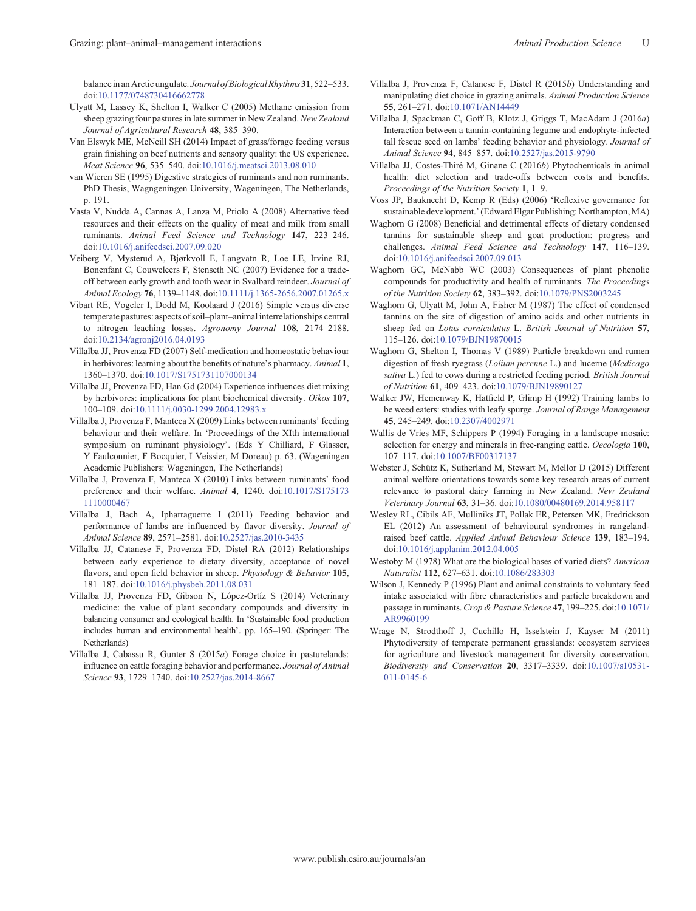balance in an Arctic ungulate. *Journal of Biological Rhythms* **31**, 522–533. doi:10.1177/0748730416662778

Ulyatt M, Lassey K, Shelton I, Walker C (2005) Methane emission from sheep grazing four pastures in late summer in New Zealand. *New Zealand Journal of Agricultural Research* **48**, 385–390.

Van Elswyk ME, McNeill SH (2014) Impact of grass/forage feeding versus grain finishing on beef nutrients and sensory quality: the US experience. *Meat Science* **96**, 535–540. doi:10.1016/j.meatsci.2013.08.010

van Wieren SE (1995) Digestive strategies of ruminants and non ruminants. PhD Thesis, Wagngeningen University, Wageningen, The Netherlands, p. 191.

Vasta V, Nudda A, Cannas A, Lanza M, Priolo A (2008) Alternative feed resources and their effects on the quality of meat and milk from small ruminants. *Animal Feed Science and Technology* **147**, 223–246. doi:10.1016/j.anifeedsci.2007.09.020

Veiberg V, Mysterud A, Bjørkvoll E, Langvatn R, Loe LE, Irvine RJ, Bonenfant C, Couweleers F, Stenseth NC (2007) Evidence for a trade-off between early growth and tooth wear in Svalbard reindeer. *Journal of Animal Ecology* **76**, 1139–1148. doi:10.1111/j.1365-2656.2007.01265.x

Vibart RE, Vogeler I, Dodd M, Koolaard J (2016) Simple versus diverse temperate pastures: aspects of soil–plant–animal interrelationships central to nitrogen leaching losses. *Agronomy Journal* **108**, 2174–2188. doi:10.2134/agronj2016.04.0193

Villalba JJ, Provenza FD (2007) Self-medication and homeostatic behaviour in herbivores: learning about the benefits of nature's pharmacy. *Animal* **1**, 1360–1370. doi:10.1017/S1751731107000134

Villalba JJ, Provenza FD, Han Gd (2004) Experience influences diet mixing by herbivores: implications for plant biochemical diversity. *Oikos* **107**, 100–109. doi:10.1111/j.0030-1299.2004.12983.x

Villalba J, Provenza F, Manteca X (2009) Links between ruminants' feeding behaviour and their welfare. In 'Proceedings of the XIth international symposium on ruminant physiology'. (Eds Y Chilliard, F Glasser, Y Faulconnier, F Bocquier, I Veissier, M Doreau) p. 63. (Wageningen Academic Publishers: Wageningen, The Netherlands)

Villalba J, Provenza F, Manteca X (2010) Links between ruminants' food preference and their welfare. *Animal* **4**, 1240. doi:10.1017/S1751731110000467

Villalba J, Bach A, Ipharraguerre I (2011) Feeding behavior and performance of lambs are influenced by flavor diversity. *Journal of Animal Science* **89**, 2571–2581. doi:10.2527/jas.2010-3435

Villalba JJ, Catanese F, Provenza FD, Distel RA (2012) Relationships between early experience to dietary diversity, acceptance of novel flavors, and open field behavior in sheep. *Physiology & Behavior* **105**, 181–187. doi:10.1016/j.physbeh.2011.08.031

Villalba JJ, Provenza FD, Gibson N, López-Ortíz S (2014) Veterinary medicine: the value of plant secondary compounds and diversity in balancing consumer and ecological health. In 'Sustainable food production includes human and environmental health'. pp. 165–190. (Springer: The Netherlands)

Villalba J, Cabassu R, Gunter S (2015*a*) Forage choice in pasturelands: influence on cattle foraging behavior and performance. *Journal of Animal Science* **93**, 1729–1740. doi:10.2527/jas.2014-8667

Villalba J, Provenza F, Catanese F, Distel R (2015*b*) Understanding and manipulating diet choice in grazing animals. *Animal Production Science* **55**, 261–271. doi:10.1071/AN14449

Villalba J, Spackman C, Goff B, Klotz J, Griggs T, MacAdam J (2016*a*) Interaction between a tannin-containing legume and endophyte-infected tall fescue seed on lambs' feeding behavior and physiology. *Journal of Animal Science* **94**, 845–857. doi:10.2527/jas.2015-9790

Villalba JJ, Costes-Thiré M, Ginane C (2016*b*) Phytochemicals in animal health: diet selection and trade-offs between costs and benefits. *Proceedings of the Nutrition Society* **1**, 1–9.

Voss JP, Bauknecht D, Kemp R (Eds) (2006) 'Reflexive governance for sustainable development.' (Edward Elgar Publishing: Northampton, MA)

Waghorn G (2008) Beneficial and detrimental effects of dietary condensed tannins for sustainable sheep and goat production: progress and challenges. *Animal Feed Science and Technology* **147**, 116–139. doi:10.1016/j.anifeedsci.2007.09.013

Waghorn GC, McNabb WC (2003) Consequences of plant phenolic compounds for productivity and health of ruminants. *The Proceedings of the Nutrition Society* **62**, 383–392. doi:10.1079/PNS2003245

Waghorn G, Ulyatt M, John A, Fisher M (1987) The effect of condensed tannins on the site of digestion of amino acids and other nutrients in sheep fed on *Lotus corniculatus* L. *British Journal of Nutrition* **57**, 115–126. doi:10.1079/BJN19870015

Waghorn G, Shelton I, Thomas V (1989) Particle breakdown and rumen digestion of fresh ryegrass (*Lolium perenne* L.) and lucerne (*Medicago sativa* L.) fed to cows during a restricted feeding period. *British Journal of Nutrition* **61**, 409–423. doi:10.1079/BJN19890127

Walker JW, Hemenway K, Hatfield P, Glimp H (1992) Training lambs to be weed eaters: studies with leafy spurge. *Journal of Range Management* **45**, 245–249. doi:10.2307/4002971

Wallis de Vries MF, Schippers P (1994) Foraging in a landscape mosaic: selection for energy and minerals in free-ranging cattle. *Oecologia* **100**, 107–117. doi:10.1007/BF00317137

Webster J, Schütz K, Sutherland M, Stewart M, Mellor D (2015) Different animal welfare orientations towards some key research areas of current relevance to pastoral dairy farming in New Zealand. *New Zealand Veterinary Journal* **63**, 31–36. doi:10.1080/00480169.2014.958117

Wesley RL, Cibils AF, Mulliniks JT, Pollak ER, Petersen MK, Fredrickson EL (2012) An assessment of behavioural syndromes in rangeland-raised beef cattle. *Applied Animal Behaviour Science* **139**, 183–194. doi:10.1016/j.applanim.2012.04.005

Westoby M (1978) What are the biological bases of varied diets? *American Naturalist* **112**, 627–631. doi:10.1086/283303

Wilson J, Kennedy P (1996) Plant and animal constraints to voluntary feed intake associated with fibre characteristics and particle breakdown and passage in ruminants. *Crop & Pasture Science* **47**, 199–225. doi:10.1071/AR9960199

Wrage N, Strodthoff J, Cuchillo H, Isselstein J, Kayser M (2011) Phytodiversity of temperate permanent grasslands: ecosystem services for agriculture and livestock management for diversity conservation. *Biodiversity and Conservation* **20**, 3317–3339. doi:10.1007/s10531-011-0145-6